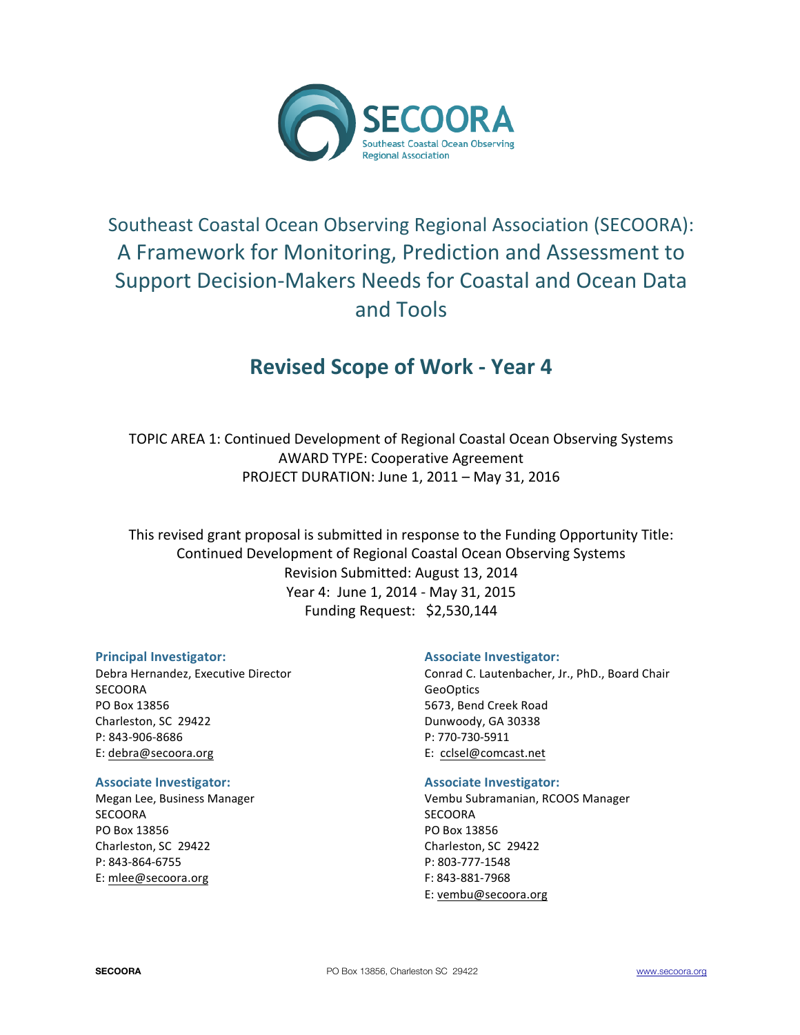SECOORA

Southeast Coastal Ocean Observing Regional Association

# Southeast Coastal Ocean Observing Regional Association (SECOORA): A Framework for Monitoring, Prediction and Assessment to Support Decision-Makers Needs for Coastal and Ocean Data and Tools

## Revised Scope of Work - Year 4

TOPIC AREA 1: Continued Development of Regional Coastal Ocean Observing Systems
AWARD TYPE: Cooperative Agreement
PROJECT DURATION: June 1, 2011 – May 31, 2016

This revised grant proposal is submitted in response to the Funding Opportunity Title:
Continued Development of Regional Coastal Ocean Observing Systems
Revision Submitted: August 13, 2014
Year 4: June 1, 2014 - May 31, 2015
Funding Request: $2,530,144

**Principal Investigator:**
Debra Hernandez, Executive Director
SECOORA
PO Box 13856
Charleston, SC 29422
P: 843-906-8686
E: debra@secoora.org

**Associate Investigator:**
Megan Lee, Business Manager
SECOORA
PO Box 13856
Charleston, SC 29422
P: 843-864-6755
E: mlee@secoora.org

**Associate Investigator:**
Conrad C. Lautenbacher, Jr., PhD., Board Chair
GeoOptics
5673, Bend Creek Road
Dunwoody, GA 30338
P: 770-730-5911
E: cclsel@comcast.net

**Associate Investigator:**
Vembu Subramanian, RCOOS Manager
SECOORA
PO Box 13856
Charleston, SC 29422
P: 803-777-1548
F: 843-881-7968
E: vembu@secoora.org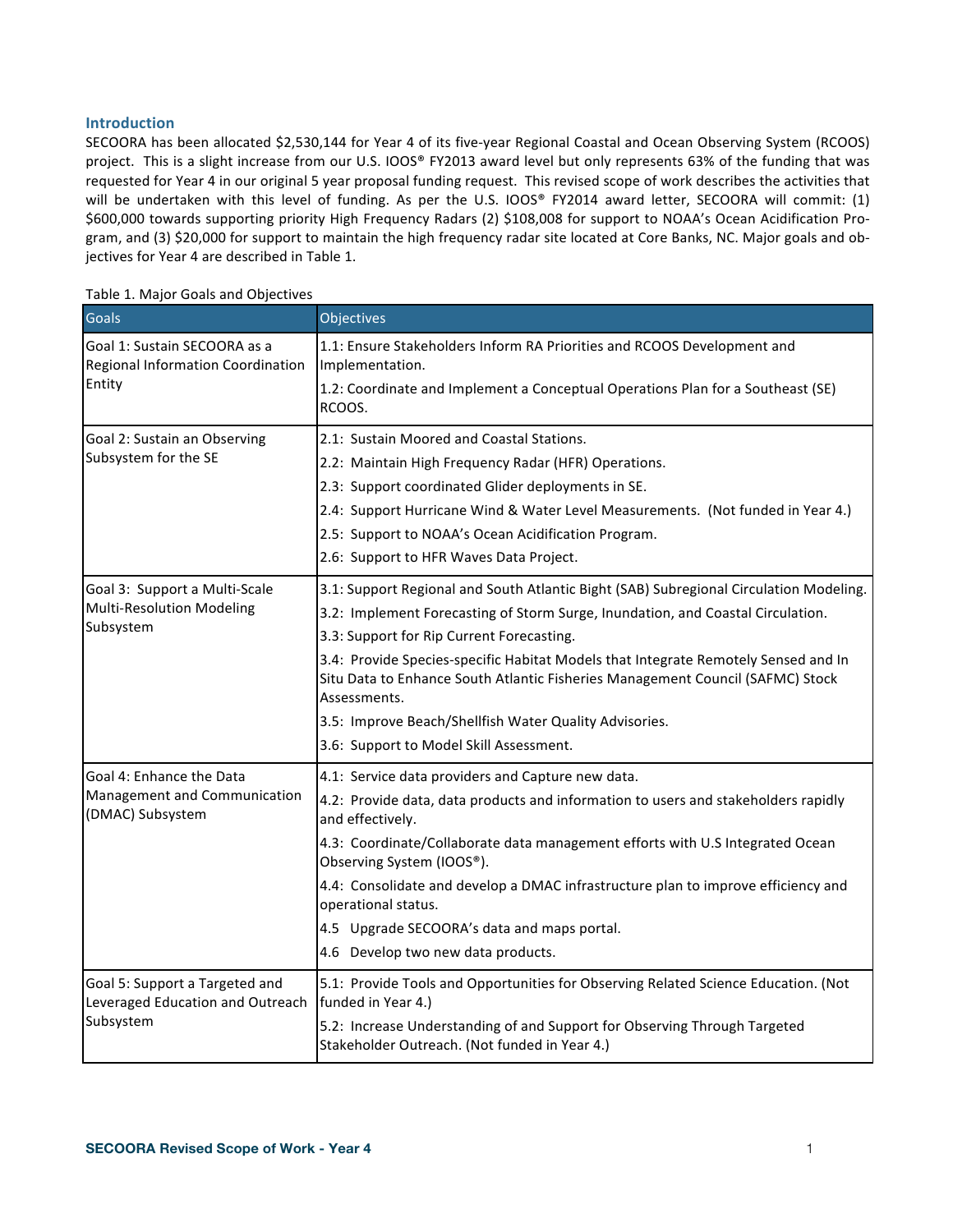## Introduction

SECOORA has been allocated $2,530,144 for Year 4 of its five-year Regional Coastal and Ocean Observing System (RCOOS) project. This is a slight increase from our U.S. IOOS® FY2013 award level but only represents 63% of the funding that was requested for Year 4 in our original 5 year proposal funding request. This revised scope of work describes the activities that will be undertaken with this level of funding. As per the U.S. IOOS® FY2014 award letter, SECOORA will commit: (1) $600,000 towards supporting priority High Frequency Radars (2) $108,008 for support to NOAA's Ocean Acidification Program, and (3) $20,000 for support to maintain the high frequency radar site located at Core Banks, NC. Major goals and objectives for Year 4 are described in Table 1.

Table 1. Major Goals and Objectives

| Goals | Objectives |
|---|---|
| Goal 1: Sustain SECOORA as a Regional Information Coordination Entity | 1.1: Ensure Stakeholders Inform RA Priorities and RCOOS Development and Implementation.<br>1.2: Coordinate and Implement a Conceptual Operations Plan for a Southeast (SE) RCOOS. |
| Goal 2: Sustain an Observing Subsystem for the SE | 2.1: Sustain Moored and Coastal Stations.<br>2.2: Maintain High Frequency Radar (HFR) Operations.<br>2.3: Support coordinated Glider deployments in SE.<br>2.4: Support Hurricane Wind & Water Level Measurements. (Not funded in Year 4.)<br>2.5: Support to NOAA's Ocean Acidification Program.<br>2.6: Support to HFR Waves Data Project. |
| Goal 3: Support a Multi-Scale Multi-Resolution Modeling Subsystem | 3.1: Support Regional and South Atlantic Bight (SAB) Subregional Circulation Modeling.<br>3.2: Implement Forecasting of Storm Surge, Inundation, and Coastal Circulation.<br>3.3: Support for Rip Current Forecasting.<br>3.4: Provide Species-specific Habitat Models that Integrate Remotely Sensed and In Situ Data to Enhance South Atlantic Fisheries Management Council (SAFMC) Stock Assessments.<br>3.5: Improve Beach/Shellfish Water Quality Advisories.<br>3.6: Support to Model Skill Assessment. |
| Goal 4: Enhance the Data Management and Communication (DMAC) Subsystem | 4.1: Service data providers and Capture new data.<br>4.2: Provide data, data products and information to users and stakeholders rapidly and effectively.<br>4.3: Coordinate/Collaborate data management efforts with U.S Integrated Ocean Observing System (IOOS®).<br>4.4: Consolidate and develop a DMAC infrastructure plan to improve efficiency and operational status.<br>4.5 Upgrade SECOORA's data and maps portal.<br>4.6 Develop two new data products. |
| Goal 5: Support a Targeted and Leveraged Education and Outreach Subsystem | 5.1: Provide Tools and Opportunities for Observing Related Science Education. (Not funded in Year 4.)<br>5.2: Increase Understanding of and Support for Observing Through Targeted Stakeholder Outreach. (Not funded in Year 4.) |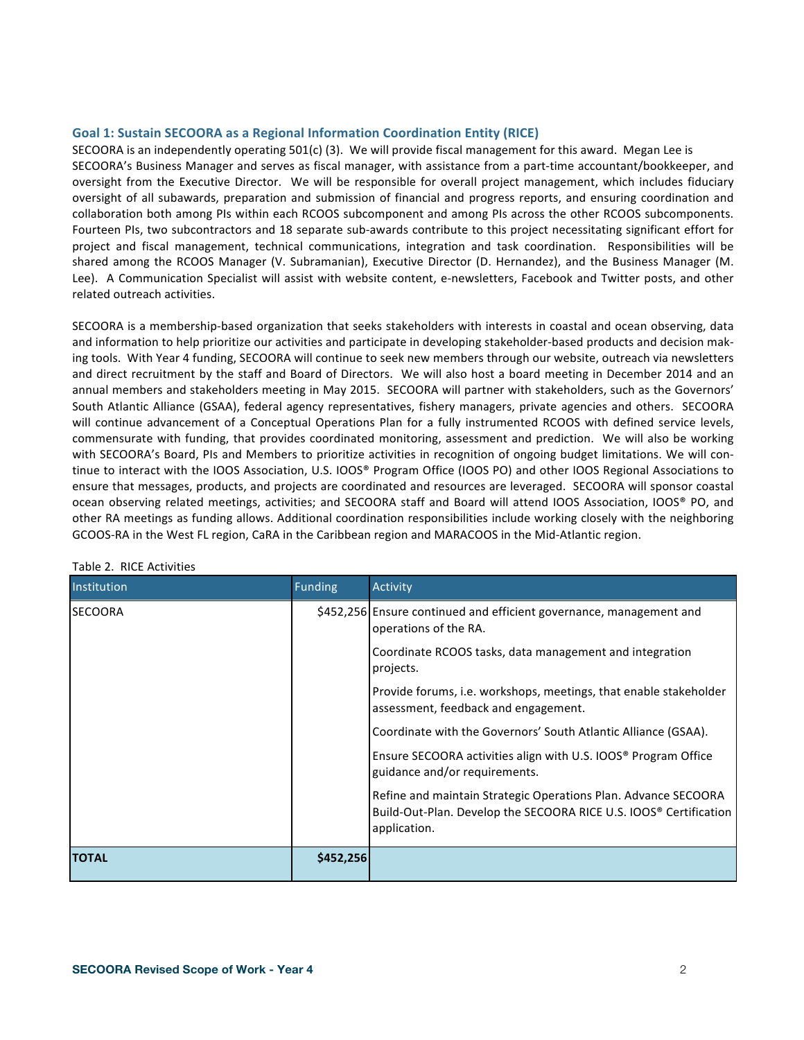### Goal 1: Sustain SECOORA as a Regional Information Coordination Entity (RICE)

SECOORA is an independently operating 501(c) (3). We will provide fiscal management for this award. Megan Lee is SECOORA's Business Manager and serves as fiscal manager, with assistance from a part-time accountant/bookkeeper, and oversight from the Executive Director. We will be responsible for overall project management, which includes fiduciary oversight of all subawards, preparation and submission of financial and progress reports, and ensuring coordination and collaboration both among PIs within each RCOOS subcomponent and among PIs across the other RCOOS subcomponents. Fourteen PIs, two subcontractors and 18 separate sub-awards contribute to this project necessitating significant effort for project and fiscal management, technical communications, integration and task coordination. Responsibilities will be shared among the RCOOS Manager (V. Subramanian), Executive Director (D. Hernandez), and the Business Manager (M. Lee). A Communication Specialist will assist with website content, e-newsletters, Facebook and Twitter posts, and other related outreach activities.

SECOORA is a membership-based organization that seeks stakeholders with interests in coastal and ocean observing, data and information to help prioritize our activities and participate in developing stakeholder-based products and decision making tools. With Year 4 funding, SECOORA will continue to seek new members through our website, outreach via newsletters and direct recruitment by the staff and Board of Directors. We will also host a board meeting in December 2014 and an annual members and stakeholders meeting in May 2015. SECOORA will partner with stakeholders, such as the Governors' South Atlantic Alliance (GSAA), federal agency representatives, fishery managers, private agencies and others. SECOORA will continue advancement of a Conceptual Operations Plan for a fully instrumented RCOOS with defined service levels, commensurate with funding, that provides coordinated monitoring, assessment and prediction. We will also be working with SECOORA's Board, PIs and Members to prioritize activities in recognition of ongoing budget limitations. We will continue to interact with the IOOS Association, U.S. IOOS® Program Office (IOOS PO) and other IOOS Regional Associations to ensure that messages, products, and projects are coordinated and resources are leveraged. SECOORA will sponsor coastal ocean observing related meetings, activities; and SECOORA staff and Board will attend IOOS Association, IOOS® PO, and other RA meetings as funding allows. Additional coordination responsibilities include working closely with the neighboring GCOOS-RA in the West FL region, CaRA in the Caribbean region and MARACOOS in the Mid-Atlantic region.

Table 2. RICE Activities

| Institution | Funding | Activity |
|---|---|---|
| SECOORA | $452,256 | Ensure continued and efficient governance, management and operations of the RA. |
| | | Coordinate RCOOS tasks, data management and integration projects. |
| | | Provide forums, i.e. workshops, meetings, that enable stakeholder assessment, feedback and engagement. |
| | | Coordinate with the Governors' South Atlantic Alliance (GSAA). |
| | | Ensure SECOORA activities align with U.S. IOOS® Program Office guidance and/or requirements. |
| | | Refine and maintain Strategic Operations Plan. Advance SECOORA Build-Out-Plan. Develop the SECOORA RICE U.S. IOOS® Certification application. |
| **TOTAL** | **$452,256** | |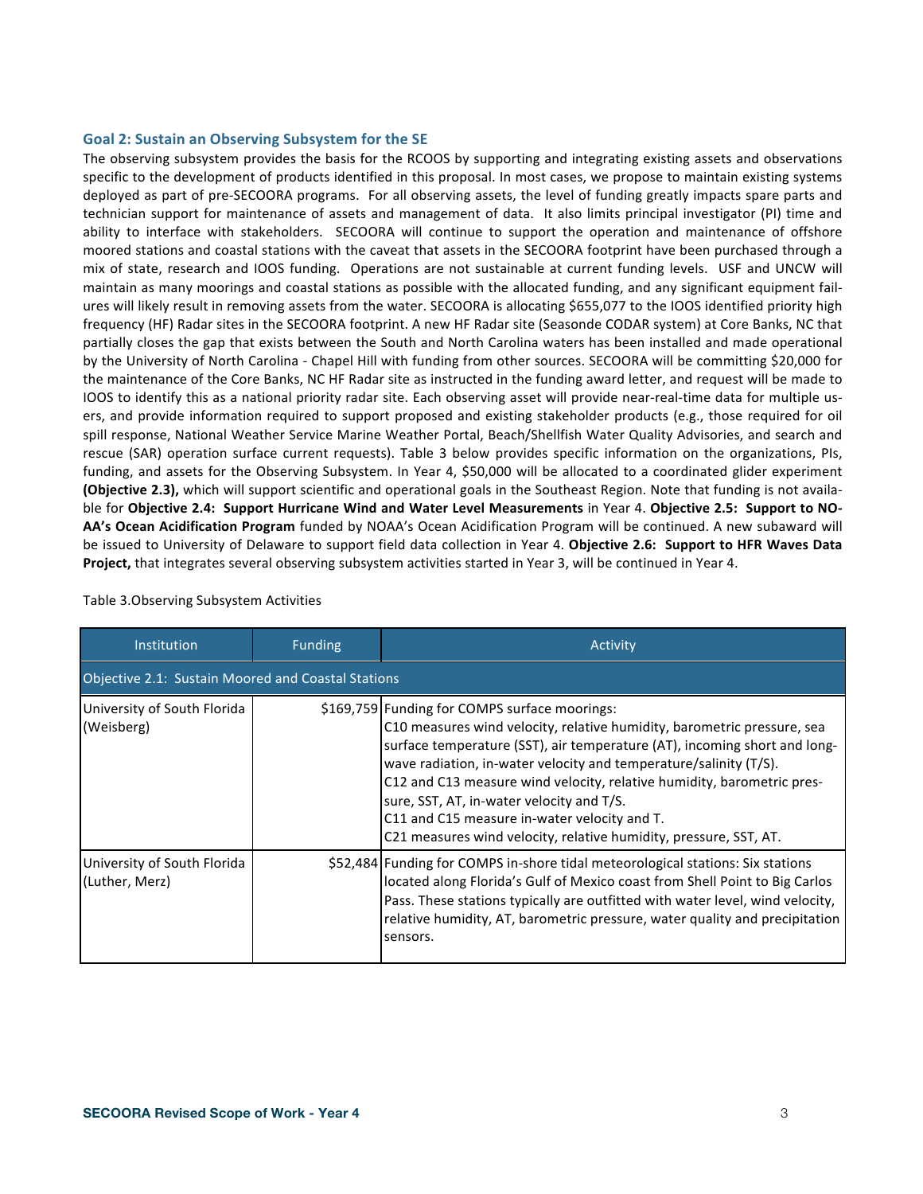### Goal 2: Sustain an Observing Subsystem for the SE

The observing subsystem provides the basis for the RCOOS by supporting and integrating existing assets and observations specific to the development of products identified in this proposal. In most cases, we propose to maintain existing systems deployed as part of pre-SECOORA programs. For all observing assets, the level of funding greatly impacts spare parts and technician support for maintenance of assets and management of data. It also limits principal investigator (PI) time and ability to interface with stakeholders. SECOORA will continue to support the operation and maintenance of offshore moored stations and coastal stations with the caveat that assets in the SECOORA footprint have been purchased through a mix of state, research and IOOS funding. Operations are not sustainable at current funding levels. USF and UNCW will maintain as many moorings and coastal stations as possible with the allocated funding, and any significant equipment failures will likely result in removing assets from the water. SECOORA is allocating $655,077 to the IOOS identified priority high frequency (HF) Radar sites in the SECOORA footprint. A new HF Radar site (Seasonde CODAR system) at Core Banks, NC that partially closes the gap that exists between the South and North Carolina waters has been installed and made operational by the University of North Carolina - Chapel Hill with funding from other sources. SECOORA will be committing $20,000 for the maintenance of the Core Banks, NC HF Radar site as instructed in the funding award letter, and request will be made to IOOS to identify this as a national priority radar site. Each observing asset will provide near-real-time data for multiple users, and provide information required to support proposed and existing stakeholder products (e.g., those required for oil spill response, National Weather Service Marine Weather Portal, Beach/Shellfish Water Quality Advisories, and search and rescue (SAR) operation surface current requests). Table 3 below provides specific information on the organizations, PIs, funding, and assets for the Observing Subsystem. In Year 4, $50,000 will be allocated to a coordinated glider experiment **(Objective 2.3),** which will support scientific and operational goals in the Southeast Region. Note that funding is not available for **Objective 2.4: Support Hurricane Wind and Water Level Measurements** in Year 4. **Objective 2.5: Support to NOAA's Ocean Acidification Program** funded by NOAA's Ocean Acidification Program will be continued. A new subaward will be issued to University of Delaware to support field data collection in Year 4. **Objective 2.6: Support to HFR Waves Data Project,** that integrates several observing subsystem activities started in Year 3, will be continued in Year 4.

Table 3.Observing Subsystem Activities

| Institution | Funding | Activity |
| --- | --- | --- |
| Objective 2.1: Sustain Moored and Coastal Stations | | |
| University of South Florida (Weisberg) | $169,759 | Funding for COMPS surface moorings:<br>C10 measures wind velocity, relative humidity, barometric pressure, sea surface temperature (SST), air temperature (AT), incoming short and long-wave radiation, in-water velocity and temperature/salinity (T/S).<br>C12 and C13 measure wind velocity, relative humidity, barometric pressure, SST, AT, in-water velocity and T/S.<br>C11 and C15 measure in-water velocity and T.<br>C21 measures wind velocity, relative humidity, pressure, SST, AT. |
| University of South Florida (Luther, Merz) | $52,484 | Funding for COMPS in-shore tidal meteorological stations: Six stations located along Florida's Gulf of Mexico coast from Shell Point to Big Carlos Pass. These stations typically are outfitted with water level, wind velocity, relative humidity, AT, barometric pressure, water quality and precipitation sensors. |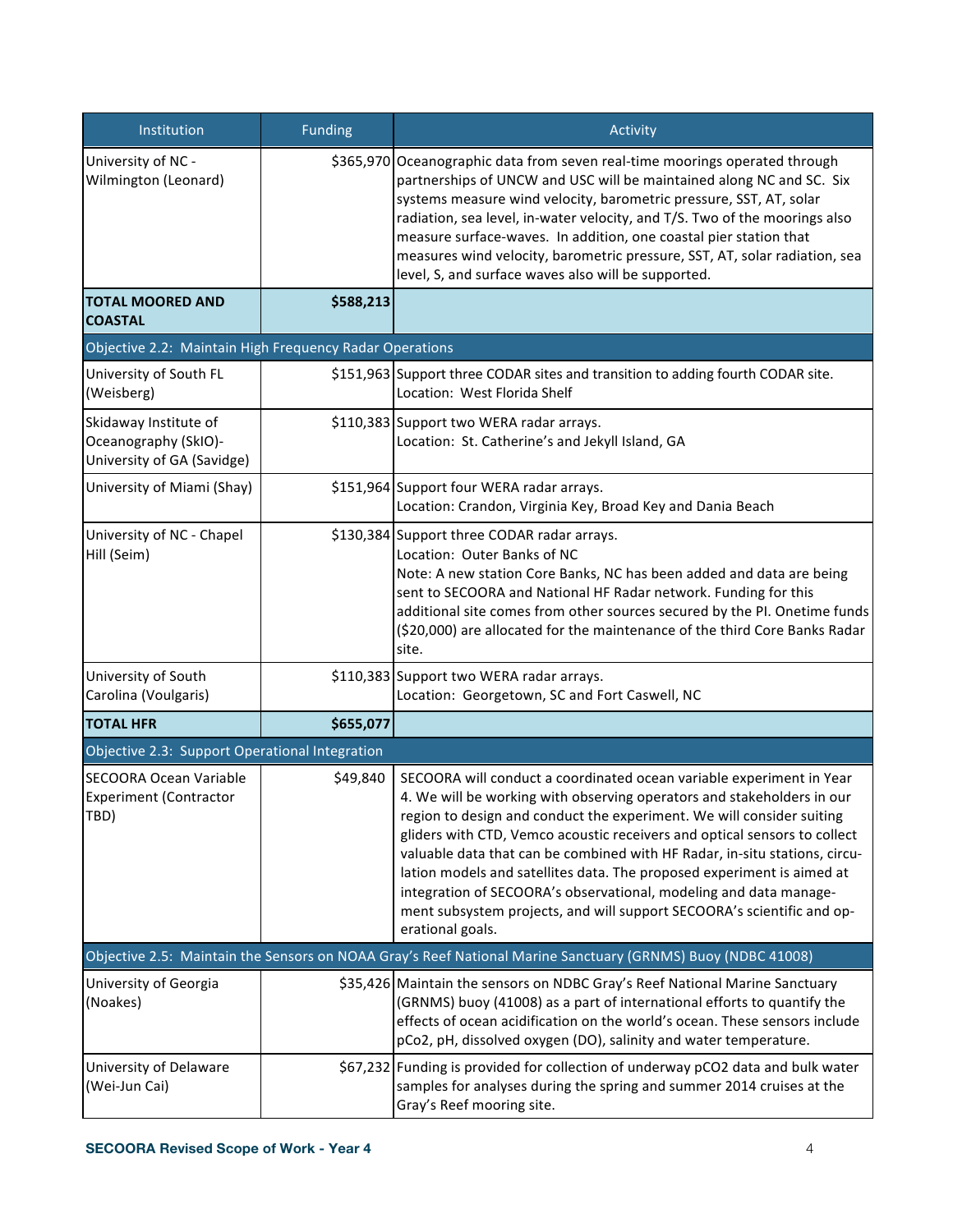| Institution | Funding | Activity |
|---|---|---|
| University of NC - Wilmington (Leonard) | $365,970 | Oceanographic data from seven real-time moorings operated through partnerships of UNCW and USC will be maintained along NC and SC. Six systems measure wind velocity, barometric pressure, SST, AT, solar radiation, sea level, in-water velocity, and T/S. Two of the moorings also measure surface-waves. In addition, one coastal pier station that measures wind velocity, barometric pressure, SST, AT, solar radiation, sea level, S, and surface waves also will be supported. |
| **TOTAL MOORED AND COASTAL** | **$588,213** | |
| Objective 2.2: Maintain High Frequency Radar Operations | | |
| University of South FL (Weisberg) | $151,963 | Support three CODAR sites and transition to adding fourth CODAR site.<br>Location: West Florida Shelf |
| Skidaway Institute of Oceanography (SkIO)-University of GA (Savidge) | $110,383 | Support two WERA radar arrays.<br>Location: St. Catherine's and Jekyll Island, GA |
| University of Miami (Shay) | $151,964 | Support four WERA radar arrays.<br>Location: Crandon, Virginia Key, Broad Key and Dania Beach |
| University of NC - Chapel Hill (Seim) | $130,384 | Support three CODAR radar arrays.<br>Location: Outer Banks of NC<br>Note: A new station Core Banks, NC has been added and data are being sent to SECOORA and National HF Radar network. Funding for this additional site comes from other sources secured by the PI. Onetime funds ($20,000) are allocated for the maintenance of the third Core Banks Radar site. |
| University of South Carolina (Voulgaris) | $110,383 | Support two WERA radar arrays.<br>Location: Georgetown, SC and Fort Caswell, NC |
| **TOTAL HFR** | **$655,077** | |
| Objective 2.3: Support Operational Integration | | |
| SECOORA Ocean Variable Experiment (Contractor TBD) | $49,840 | SECOORA will conduct a coordinated ocean variable experiment in Year 4. We will be working with observing operators and stakeholders in our region to design and conduct the experiment. We will consider suiting gliders with CTD, Vemco acoustic receivers and optical sensors to collect valuable data that can be combined with HF Radar, in-situ stations, circulation models and satellites data. The proposed experiment is aimed at integration of SECOORA's observational, modeling and data management subsystem projects, and will support SECOORA's scientific and operational goals. |
| Objective 2.5: Maintain the Sensors on NOAA Gray's Reef National Marine Sanctuary (GRNMS) Buoy (NDBC 41008) | | |
| University of Georgia (Noakes) | $35,426 | Maintain the sensors on NDBC Gray's Reef National Marine Sanctuary (GRNMS) buoy (41008) as a part of international efforts to quantify the effects of ocean acidification on the world's ocean. These sensors include $pCo_2$, pH, dissolved oxygen (DO), salinity and water temperature. |
| University of Delaware (Wei-Jun Cai) | $67,232 | Funding is provided for collection of underway $pCO_2$ data and bulk water samples for analyses during the spring and summer 2014 cruises at the Gray's Reef mooring site. |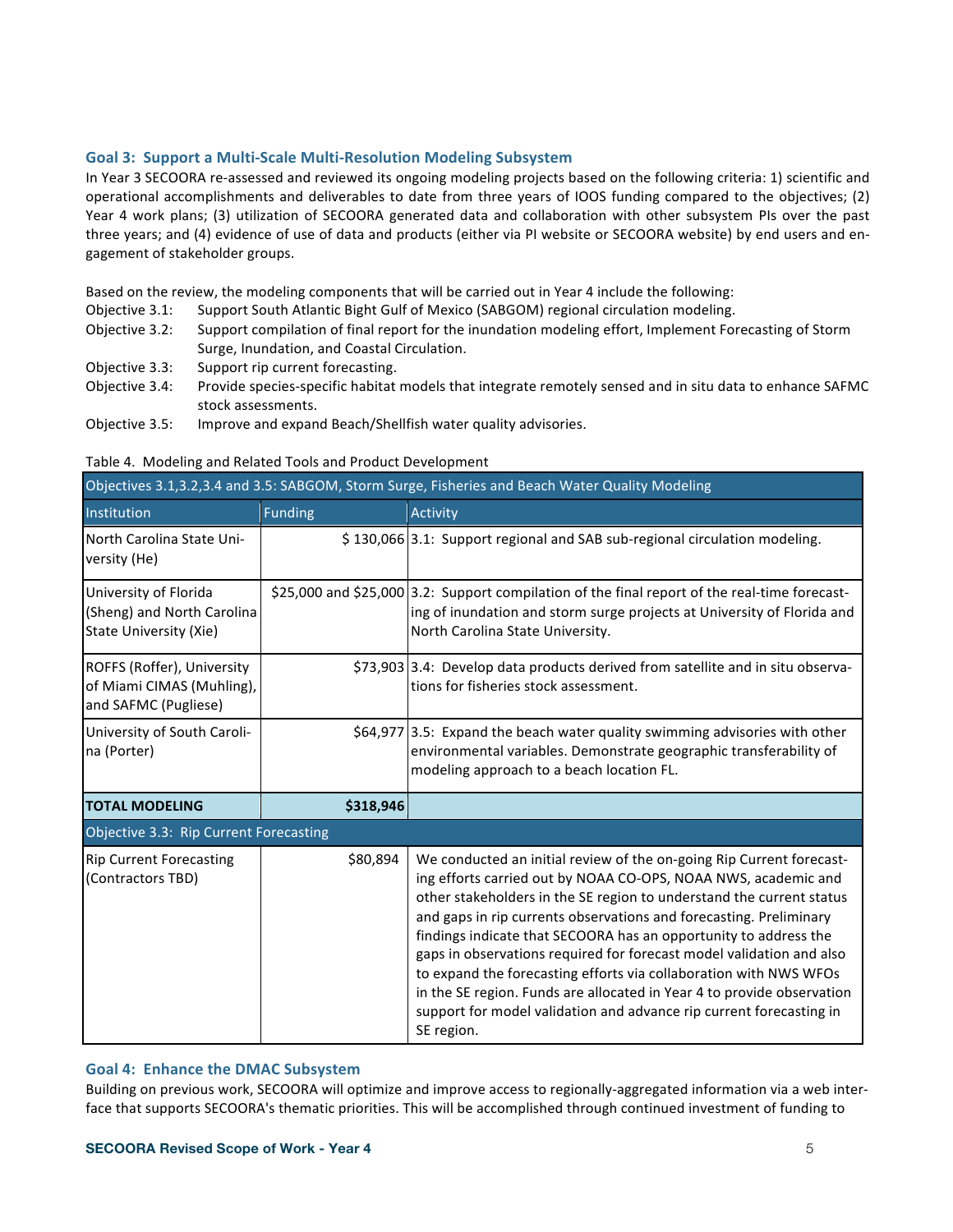### Goal 3: Support a Multi-Scale Multi-Resolution Modeling Subsystem

In Year 3 SECOORA re-assessed and reviewed its ongoing modeling projects based on the following criteria: 1) scientific and operational accomplishments and deliverables to date from three years of IOOS funding compared to the objectives; (2) Year 4 work plans; (3) utilization of SECOORA generated data and collaboration with other subsystem PIs over the past three years; and (4) evidence of use of data and products (either via PI website or SECOORA website) by end users and engagement of stakeholder groups.

Based on the review, the modeling components that will be carried out in Year 4 include the following:

- Objective 3.1: Support South Atlantic Bight Gulf of Mexico (SABGOM) regional circulation modeling.
- Objective 3.2: Support compilation of final report for the inundation modeling effort, Implement Forecasting of Storm Surge, Inundation, and Coastal Circulation.
- Objective 3.3: Support rip current forecasting.
- Objective 3.4: Provide species-specific habitat models that integrate remotely sensed and in situ data to enhance SAFMC stock assessments.
- Objective 3.5: Improve and expand Beach/Shellfish water quality advisories.

Table 4. Modeling and Related Tools and Product Development

| Objectives 3.1,3.2,3.4 and 3.5: SABGOM, Storm Surge, Fisheries and Beach Water Quality Modeling | | |
|---|---|---|
| Institution | Funding | Activity |
| North Carolina State University (He) | $ 130,066 | 3.1: Support regional and SAB sub-regional circulation modeling. |
| University of Florida (Sheng) and North Carolina State University (Xie) | $25,000 and $25,000 | 3.2: Support compilation of the final report of the real-time forecasting of inundation and storm surge projects at University of Florida and North Carolina State University. |
| ROFFS (Roffer), University of Miami CIMAS (Muhling), and SAFMC (Pugliese) | $73,903 | 3.4: Develop data products derived from satellite and in situ observations for fisheries stock assessment. |
| University of South Carolina (Porter) | $64,977 | 3.5: Expand the beach water quality swimming advisories with other environmental variables. Demonstrate geographic transferability of modeling approach to a beach location FL. |
| **TOTAL MODELING** | **$318,946** | |
| Objective 3.3: Rip Current Forecasting | | |
| Rip Current Forecasting (Contractors TBD) | $80,894 | We conducted an initial review of the on-going Rip Current forecasting efforts carried out by NOAA CO-OPS, NOAA NWS, academic and other stakeholders in the SE region to understand the current status and gaps in rip currents observations and forecasting. Preliminary findings indicate that SECOORA has an opportunity to address the gaps in observations required for forecast model validation and also to expand the forecasting efforts via collaboration with NWS WFOs in the SE region. Funds are allocated in Year 4 to provide observation support for model validation and advance rip current forecasting in SE region. |

### Goal 4: Enhance the DMAC Subsystem

Building on previous work, SECOORA will optimize and improve access to regionally-aggregated information via a web interface that supports SECOORA's thematic priorities. This will be accomplished through continued investment of funding to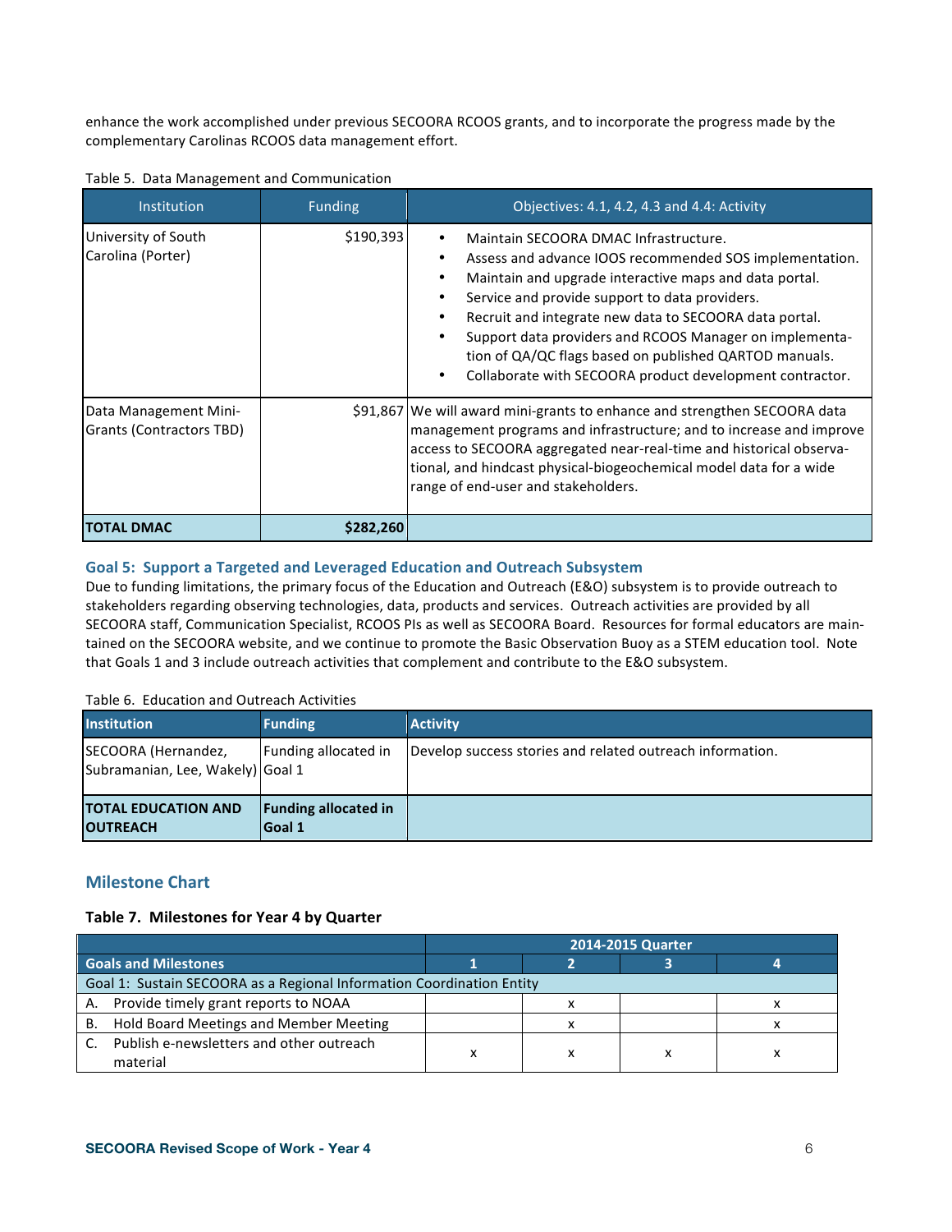enhance the work accomplished under previous SECOORA RCOOS grants, and to incorporate the progress made by the complementary Carolinas RCOOS data management effort.

Table 5. Data Management and Communication

| Institution | Funding | Objectives: 4.1, 4.2, 4.3 and 4.4: Activity |
|---|---|---|
| University of South Carolina (Porter) | $190,393 | • Maintain SECOORA DMAC Infrastructure.<br>• Assess and advance IOOS recommended SOS implementation.<br>• Maintain and upgrade interactive maps and data portal.<br>• Service and provide support to data providers.<br>• Recruit and integrate new data to SECOORA data portal.<br>• Support data providers and RCOOS Manager on implementation of QA/QC flags based on published QARTOD manuals.<br>• Collaborate with SECOORA product development contractor. |
| Data Management Mini-Grants (Contractors TBD) | $91,867 | We will award mini-grants to enhance and strengthen SECOORA data management programs and infrastructure; and to increase and improve access to SECOORA aggregated near-real-time and historical observational, and hindcast physical-biogeochemical model data for a wide range of end-user and stakeholders. |
| **TOTAL DMAC** | **$282,260** | |

## Goal 5: Support a Targeted and Leveraged Education and Outreach Subsystem

Due to funding limitations, the primary focus of the Education and Outreach (E&O) subsystem is to provide outreach to stakeholders regarding observing technologies, data, products and services. Outreach activities are provided by all SECOORA staff, Communication Specialist, RCOOS PIs as well as SECOORA Board. Resources for formal educators are maintained on the SECOORA website, and we continue to promote the Basic Observation Buoy as a STEM education tool. Note that Goals 1 and 3 include outreach activities that complement and contribute to the E&O subsystem.

Table 6. Education and Outreach Activities

| Institution | Funding | Activity |
|---|---|---|
| SECOORA (Hernandez, Subramanian, Lee, Wakely) | Funding allocated in Goal 1 | Develop success stories and related outreach information. |
| **TOTAL EDUCATION AND OUTREACH** | **Funding allocated in Goal 1** | |

## Milestone Chart

**Table 7. Milestones for Year 4 by Quarter**

| | 2014-2015 Quarter | | | |
|---|---|---|---|---|
| **Goals and Milestones** | **1** | **2** | **3** | **4** |
| Goal 1: Sustain SECOORA as a Regional Information Coordination Entity | | | | |
| A. Provide timely grant reports to NOAA | | x | | x |
| B. Hold Board Meetings and Member Meeting | | x | | x |
| C. Publish e-newsletters and other outreach material | x | x | x | x |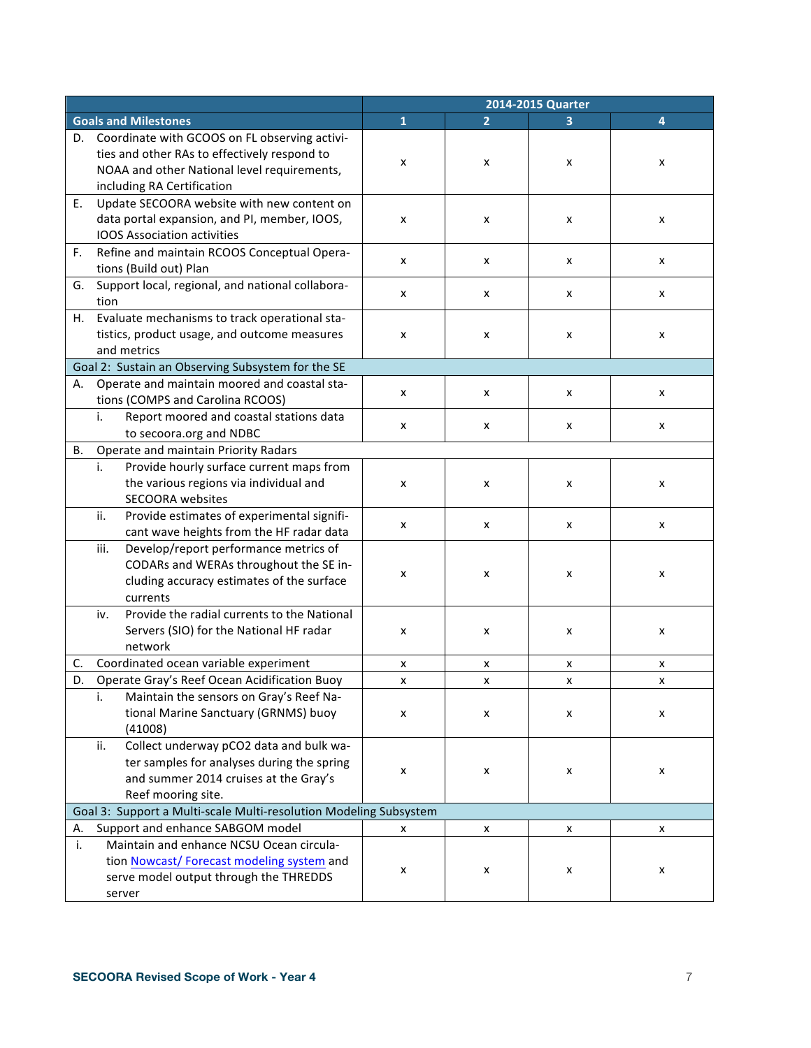| Goals and Milestones | 2014-2015 Quarter 1 | 2 | 3 | 4 |
|---|---|---|---|---|
| D. Coordinate with GCOOS on FL observing activities and other RAs to effectively respond to NOAA and other National level requirements, including RA Certification | x | x | x | x |
| E. Update SECOORA website with new content on data portal expansion, and PI, member, IOOS, IOOS Association activities | x | x | x | x |
| F. Refine and maintain RCOOS Conceptual Operations (Build out) Plan | x | x | x | x |
| G. Support local, regional, and national collaboration | x | x | x | x |
| H. Evaluate mechanisms to track operational statistics, product usage, and outcome measures and metrics | x | x | x | x |
| Goal 2: Sustain an Observing Subsystem for the SE | | | | |
| A. Operate and maintain moored and coastal stations (COMPS and Carolina RCOOS) | x | x | x | x |
| i. Report moored and coastal stations data to secoora.org and NDBC | x | x | x | x |
| B. Operate and maintain Priority Radars | | | | |
| i. Provide hourly surface current maps from the various regions via individual and SECOORA websites | x | x | x | x |
| ii. Provide estimates of experimental significant wave heights from the HF radar data | x | x | x | x |
| iii. Develop/report performance metrics of CODARs and WERAs throughout the SE including accuracy estimates of the surface currents | x | x | x | x |
| iv. Provide the radial currents to the National Servers (SIO) for the National HF radar network | x | x | x | x |
| C. Coordinated ocean variable experiment | x | x | x | x |
| D. Operate Gray's Reef Ocean Acidification Buoy | x | x | x | x |
| i. Maintain the sensors on Gray's Reef National Marine Sanctuary (GRNMS) buoy (41008) | x | x | x | x |
| ii. Collect underway pCO2 data and bulk water samples for analyses during the spring and summer 2014 cruises at the Gray's Reef mooring site. | x | x | x | x |
| Goal 3: Support a Multi-scale Multi-resolution Modeling Subsystem | | | | |
| A. Support and enhance SABGOM model | x | x | x | x |
| i. Maintain and enhance NCSU Ocean circulation Nowcast/ Forecast modeling system and serve model output through the THREDDS server | x | x | x | x |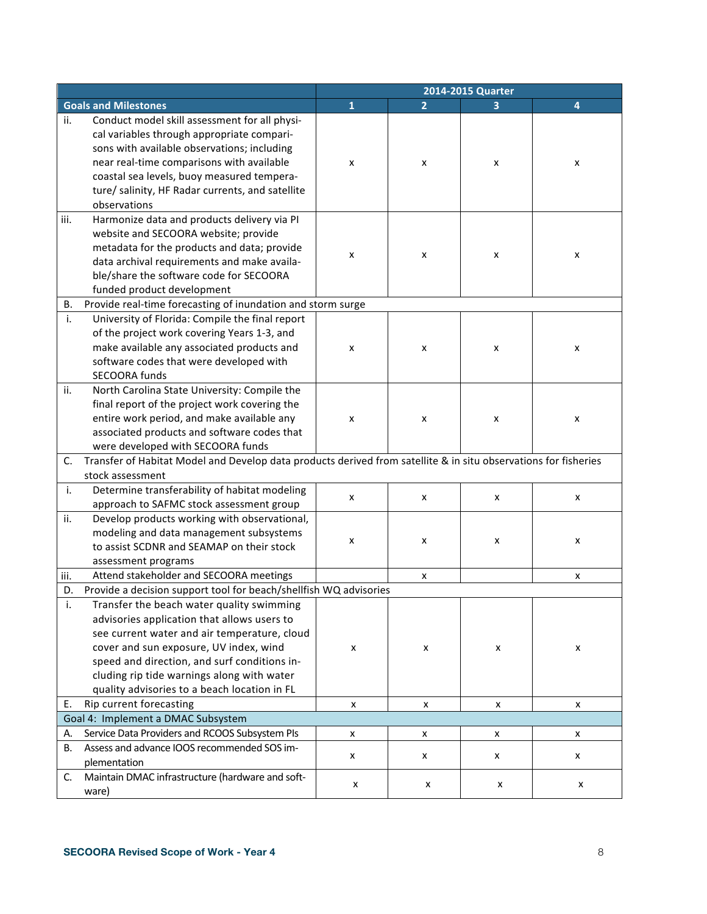| Goals and Milestones | 2014-2015 Quarter 1 | 2 | 3 | 4 |
|---|---|---|---|---|
| ii. Conduct model skill assessment for all physical variables through appropriate comparisons with available observations; including near real-time comparisons with available coastal sea levels, buoy measured temperature/ salinity, HF Radar currents, and satellite observations | x | x | x | x |
| iii. Harmonize data and products delivery via PI website and SECOORA website; provide metadata for the products and data; provide data archival requirements and make available/share the software code for SECOORA funded product development | x | x | x | x |
| B. Provide real-time forecasting of inundation and storm surge | | | | |
| i. University of Florida: Compile the final report of the project work covering Years 1-3, and make available any associated products and software codes that were developed with SECOORA funds | x | x | x | x |
| ii. North Carolina State University: Compile the final report of the project work covering the entire work period, and make available any associated products and software codes that were developed with SECOORA funds | x | x | x | x |
| C. Transfer of Habitat Model and Develop data products derived from satellite & in situ observations for fisheries stock assessment | | | | |
| i. Determine transferability of habitat modeling approach to SAFMC stock assessment group | x | x | x | x |
| ii. Develop products working with observational, modeling and data management subsystems to assist SCDNR and SEAMAP on their stock assessment programs | x | x | x | x |
| iii. Attend stakeholder and SECOORA meetings | | x | | x |
| D. Provide a decision support tool for beach/shellfish WQ advisories | | | | |
| i. Transfer the beach water quality swimming advisories application that allows users to see current water and air temperature, cloud cover and sun exposure, UV index, wind speed and direction, and surf conditions including rip tide warnings along with water quality advisories to a beach location in FL | x | x | x | x |
| E. Rip current forecasting | x | x | x | x |
| Goal 4: Implement a DMAC Subsystem | | | | |
| A. Service Data Providers and RCOOS Subsystem PIs | x | x | x | x |
| B. Assess and advance IOOS recommended SOS implementation | x | x | x | x |
| C. Maintain DMAC infrastructure (hardware and software) | x | x | x | x |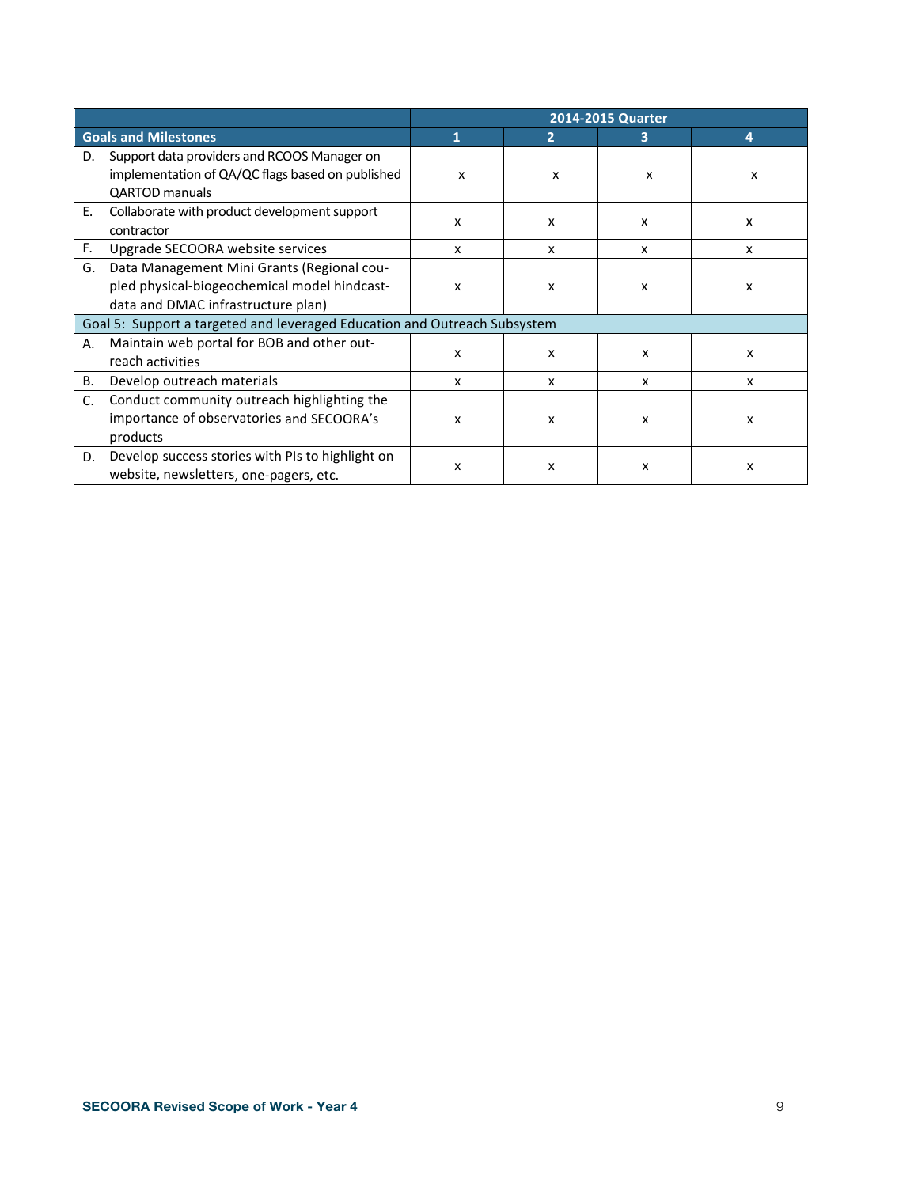| Goals and Milestones | 2014-2015 Quarter 1 | 2 | 3 | 4 |
|---|---|---|---|---|
| D. Support data providers and RCOOS Manager on implementation of QA/QC flags based on published QARTOD manuals | x | x | x | x |
| E. Collaborate with product development support contractor | x | x | x | x |
| F. Upgrade SECOORA website services | x | x | x | x |
| G. Data Management Mini Grants (Regional coupled physical-biogeochemical model hindcast-data and DMAC infrastructure plan) | x | x | x | x |
| Goal 5: Support a targeted and leveraged Education and Outreach Subsystem | | | | |
| A. Maintain web portal for BOB and other outreach activities | x | x | x | x |
| B. Develop outreach materials | x | x | x | x |
| C. Conduct community outreach highlighting the importance of observatories and SECOORA's products | x | x | x | x |
| D. Develop success stories with PIs to highlight on website, newsletters, one-pagers, etc. | x | x | x | x |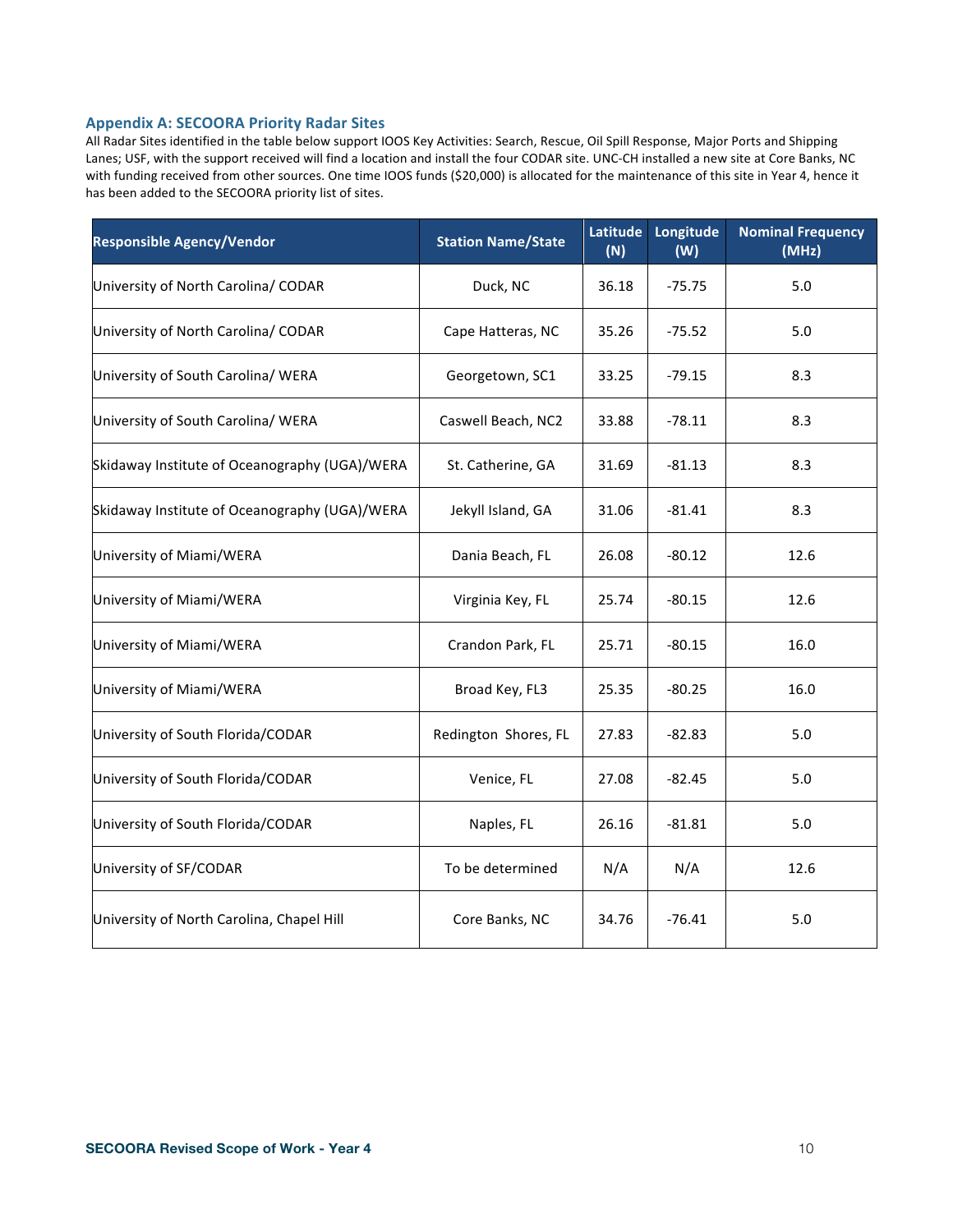## Appendix A: SECOORA Priority Radar Sites

All Radar Sites identified in the table below support IOOS Key Activities: Search, Rescue, Oil Spill Response, Major Ports and Shipping Lanes; USF, with the support received will find a location and install the four CODAR site. UNC-CH installed a new site at Core Banks, NC with funding received from other sources. One time IOOS funds ($20,000) is allocated for the maintenance of this site in Year 4, hence it has been added to the SECOORA priority list of sites.

| Responsible Agency/Vendor | Station Name/State | Latitude (N) | Longitude (W) | Nominal Frequency (MHz) |
|---|---|---|---|---|
| University of North Carolina/ CODAR | Duck, NC | 36.18 | -75.75 | 5.0 |
| University of North Carolina/ CODAR | Cape Hatteras, NC | 35.26 | -75.52 | 5.0 |
| University of South Carolina/ WERA | Georgetown, SC1 | 33.25 | -79.15 | 8.3 |
| University of South Carolina/ WERA | Caswell Beach, NC2 | 33.88 | -78.11 | 8.3 |
| Skidaway Institute of Oceanography (UGA)/WERA | St. Catherine, GA | 31.69 | -81.13 | 8.3 |
| Skidaway Institute of Oceanography (UGA)/WERA | Jekyll Island, GA | 31.06 | -81.41 | 8.3 |
| University of Miami/WERA | Dania Beach, FL | 26.08 | -80.12 | 12.6 |
| University of Miami/WERA | Virginia Key, FL | 25.74 | -80.15 | 12.6 |
| University of Miami/WERA | Crandon Park, FL | 25.71 | -80.15 | 16.0 |
| University of Miami/WERA | Broad Key, FL3 | 25.35 | -80.25 | 16.0 |
| University of South Florida/CODAR | Redington Shores, FL | 27.83 | -82.83 | 5.0 |
| University of South Florida/CODAR | Venice, FL | 27.08 | -82.45 | 5.0 |
| University of South Florida/CODAR | Naples, FL | 26.16 | -81.81 | 5.0 |
| University of SF/CODAR | To be determined | N/A | N/A | 12.6 |
| University of North Carolina, Chapel Hill | Core Banks, NC | 34.76 | -76.41 | 5.0 |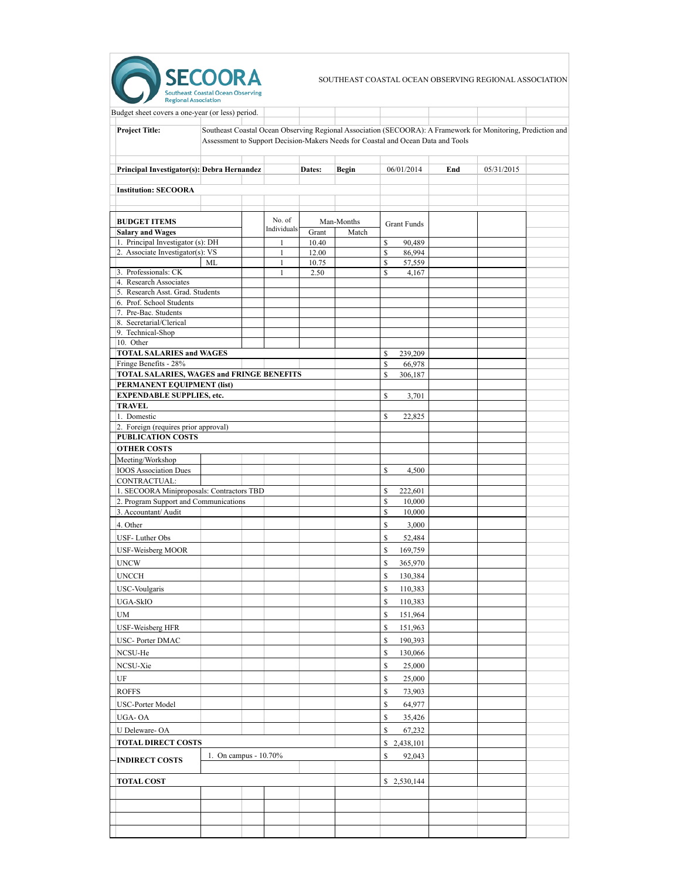SECOORA
Southeast Coastal Ocean Observing Regional Association

SOUTHEAST COASTAL OCEAN OBSERVING REGIONAL ASSOCIATION

Budget sheet covers a one-year (or less) period.

**Project Title:** Southeast Coastal Ocean Observing Regional Association (SECOORA): A Framework for Monitoring, Prediction and Assessment to Support Decision-Makers Needs for Coastal and Ocean Data and Tools

**Principal Investigator(s):** **Debra Hernandez** | **Dates:** **Begin** 06/01/2014 **End** 05/31/2015

**Institution: SECOORA**

| BUDGET ITEMS | | No. of Individuals | Man-Months Grant | Man-Months Match | Grant Funds |
|---|---|---|---|---|---|
| **Salary and Wages** | | | | | |
| 1. Principal Investigator (s): DH | | 1 | 10.40 | | $ 90,489 |
| 2. Associate Investigator(s): VS | | 1 | 12.00 | | $ 86,994 |
| | ML | 1 | 10.75 | | $ 57,559 |
| 3. Professionals: CK | | 1 | 2.50 | | $ 4,167 |
| 4. Research Associates | | | | | |
| 5. Research Asst. Grad. Students | | | | | |
| 6. Prof. School Students | | | | | |
| 7. Pre-Bac. Students | | | | | |
| 8. Secretarial/Clerical | | | | | |
| 9. Technical-Shop | | | | | |
| 10. Other | | | | | |
| **TOTAL SALARIES and WAGES** | | | | | $ 239,209 |
| Fringe Benefits - 28% | | | | | $ 66,978 |
| **TOTAL SALARIES, WAGES and FRINGE BENEFITS** | | | | | $ 306,187 |
| **PERMANENT EQUIPMENT (list)** | | | | | |
| **EXPENDABLE SUPPLIES, etc.** | | | | | $ 3,701 |
| **TRAVEL** | | | | | |
| 1. Domestic | | | | | $ 22,825 |
| 2. Foreign (requires prior approval) | | | | | |
| **PUBLICATION COSTS** | | | | | |
| **OTHER COSTS** | | | | | |
| Meeting/Workshop | | | | | |
| IOOS Association Dues | | | | | $ 4,500 |
| CONTRACTUAL: | | | | | |
| 1. SECOORA Miniproposals: Contractors TBD | | | | | $ 222,601 |
| 2. Program Support and Communications | | | | | $ 10,000 |
| 3. Accountant/ Audit | | | | | $ 10,000 |
| 4. Other | | | | | $ 3,000 |
| USF- Luther Obs | | | | | $ 52,484 |
| USF-Weisberg MOOR | | | | | $ 169,759 |
| UNCW | | | | | $ 365,970 |
| UNCCH | | | | | $ 130,384 |
| USC-Voulgaris | | | | | $ 110,383 |
| UGA-SkIO | | | | | $ 110,383 |
| UM | | | | | $ 151,964 |
| USF-Weisberg HFR | | | | | $ 151,963 |
| USC- Porter DMAC | | | | | $ 190,393 |
| NCSU-He | | | | | $ 130,066 |
| NCSU-Xie | | | | | $ 25,000 |
| UF | | | | | $ 25,000 |
| ROFFS | | | | | $ 73,903 |
| USC-Porter Model | | | | | $ 64,977 |
| UGA- OA | | | | | $ 35,426 |
| U Deleware- OA | | | | | $ 67,232 |
| **TOTAL DIRECT COSTS** | | | | | $ 2,438,101 |
| **INDIRECT COSTS** | 1. On campus - 10.70% | | | | $ 92,043 |
| **TOTAL COST** | | | | | $ 2,530,144 |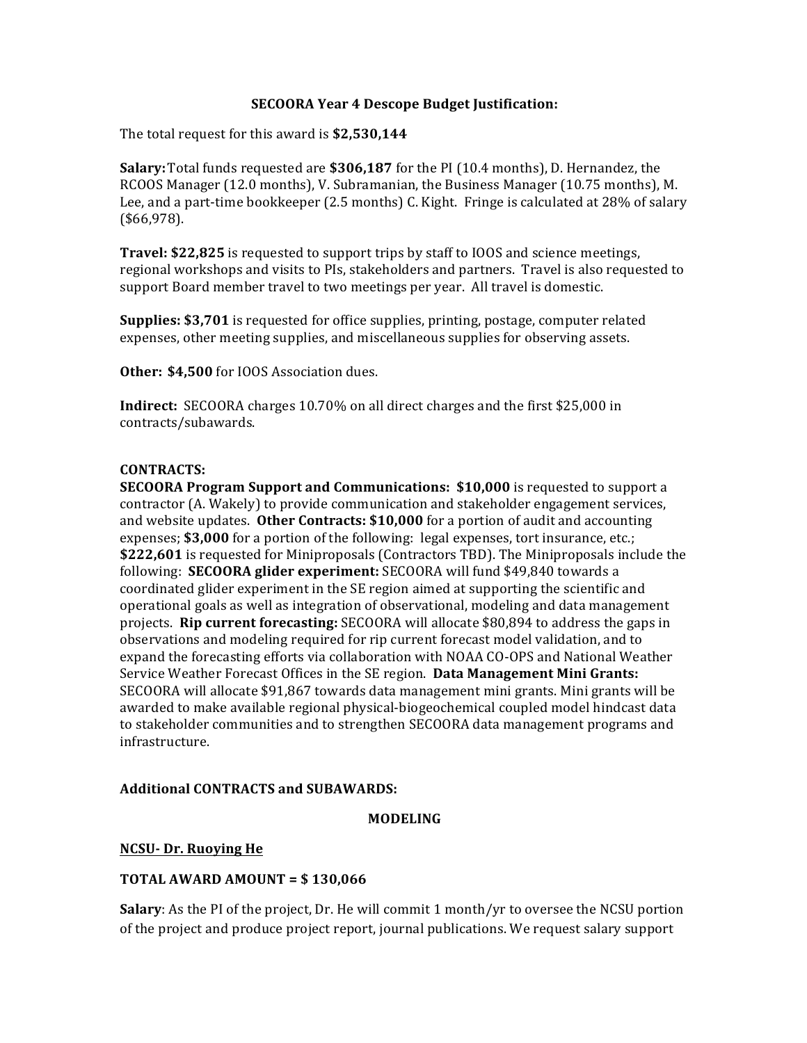**SECOORA Year 4 Descope Budget Justification:**

The total request for this award is **$2,530,144**

**Salary:** Total funds requested are **$306,187** for the PI (10.4 months), D. Hernandez, the RCOOS Manager (12.0 months), V. Subramanian, the Business Manager (10.75 months), M. Lee, and a part-time bookkeeper (2.5 months) C. Kight. Fringe is calculated at 28% of salary ($66,978).

**Travel: $22,825** is requested to support trips by staff to IOOS and science meetings, regional workshops and visits to PIs, stakeholders and partners. Travel is also requested to support Board member travel to two meetings per year. All travel is domestic.

**Supplies: $3,701** is requested for office supplies, printing, postage, computer related expenses, other meeting supplies, and miscellaneous supplies for observing assets.

**Other: $4,500** for IOOS Association dues.

**Indirect:** SECOORA charges 10.70% on all direct charges and the first $25,000 in contracts/subawards.

**CONTRACTS:**
**SECOORA Program Support and Communications: $10,000** is requested to support a contractor (A. Wakely) to provide communication and stakeholder engagement services, and website updates. **Other Contracts: $10,000** for a portion of audit and accounting expenses; **$3,000** for a portion of the following: legal expenses, tort insurance, etc.; **$222,601** is requested for Miniproposals (Contractors TBD). The Miniproposals include the following: **SECOORA glider experiment:** SECOORA will fund 49,840 towards a coordinated glider experiment in the SE region aimed at supporting the scientific and operational goals as well as integration of observational, modeling and data management projects. **Rip current forecasting:** SECOORA will allocate $80,894 to address the gaps in observations and modeling required for rip current forecast model validation, and to expand the forecasting efforts via collaboration with NOAA CO-OPS and National Weather Service Weather Forecast Offices in the SE region. **Data Management Mini Grants:** SECOORA will allocate $91,867 towards data management mini grants. Mini grants will be awarded to make available regional physical-biogeochemical coupled model hindcast data to stakeholder communities and to strengthen SECOORA data management programs and infrastructure.

**Additional CONTRACTS and SUBAWARDS:**

**MODELING**

**NCSU- Dr. Ruoying He**

**TOTAL AWARD AMOUNT = $ 130,066**

**Salary**: As the PI of the project, Dr. He will commit 1 month/yr to oversee the NCSU portion of the project and produce project report, journal publications. We request salary support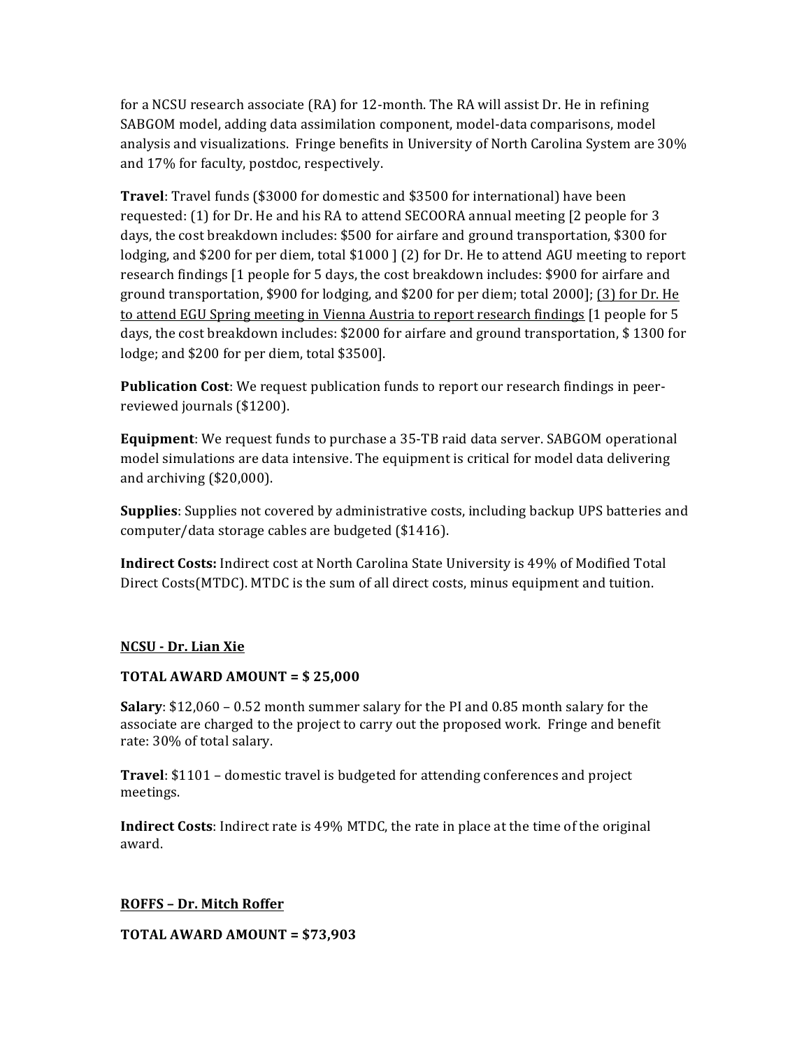for a NCSU research associate (RA) for 12-month. The RA will assist Dr. He in refining SABGOM model, adding data assimilation component, model-data comparisons, model analysis and visualizations. Fringe benefits in University of North Carolina System are 30% and 17% for faculty, postdoc, respectively.

**Travel**: Travel funds ($3000 for domestic and $3500 for international) have been requested: (1) for Dr. He and his RA to attend SECOORA annual meeting [2 people for 3 days, the cost breakdown includes: $500 for airfare and ground transportation, $300 for lodging, and $200 for per diem, total $1000 ] (2) for Dr. He to attend AGU meeting to report research findings [1 people for 5 days, the cost breakdown includes: $900 for airfare and ground transportation, $900 for lodging, and $200 for per diem; total 2000]; <u>(3) for Dr. He to attend EGU Spring meeting in Vienna Austria to report research findings</u> [1 people for 5 days, the cost breakdown includes: $2000 for airfare and ground transportation, $ 1300 for lodge; and $200 for per diem, total $3500].

**Publication Cost**: We request publication funds to report our research findings in peer-reviewed journals ($1200).

**Equipment**: We request funds to purchase a 35-TB raid data server. SABGOM operational model simulations are data intensive. The equipment is critical for model data delivering and archiving ($20,000).

**Supplies**: Supplies not covered by administrative costs, including backup UPS batteries and computer/data storage cables are budgeted ($1416).

**Indirect Costs:** Indirect cost at North Carolina State University is 49% of Modified Total Direct Costs(MTDC). MTDC is the sum of all direct costs, minus equipment and tuition.

**<u>NCSU - Dr. Lian Xie</u>**

**TOTAL AWARD AMOUNT = $ 25,000**

**Salary**: $12,060 – 0.52 month summer salary for the PI and 0.85 month salary for the associate are charged to the project to carry out the proposed work. Fringe and benefit rate: 30% of total salary.

**Travel**: $1101 – domestic travel is budgeted for attending conferences and project meetings.

**Indirect Costs**: Indirect rate is 49% MTDC, the rate in place at the time of the original award.

**<u>ROFFS – Dr. Mitch Roffer</u>**

**TOTAL AWARD AMOUNT = $73,903**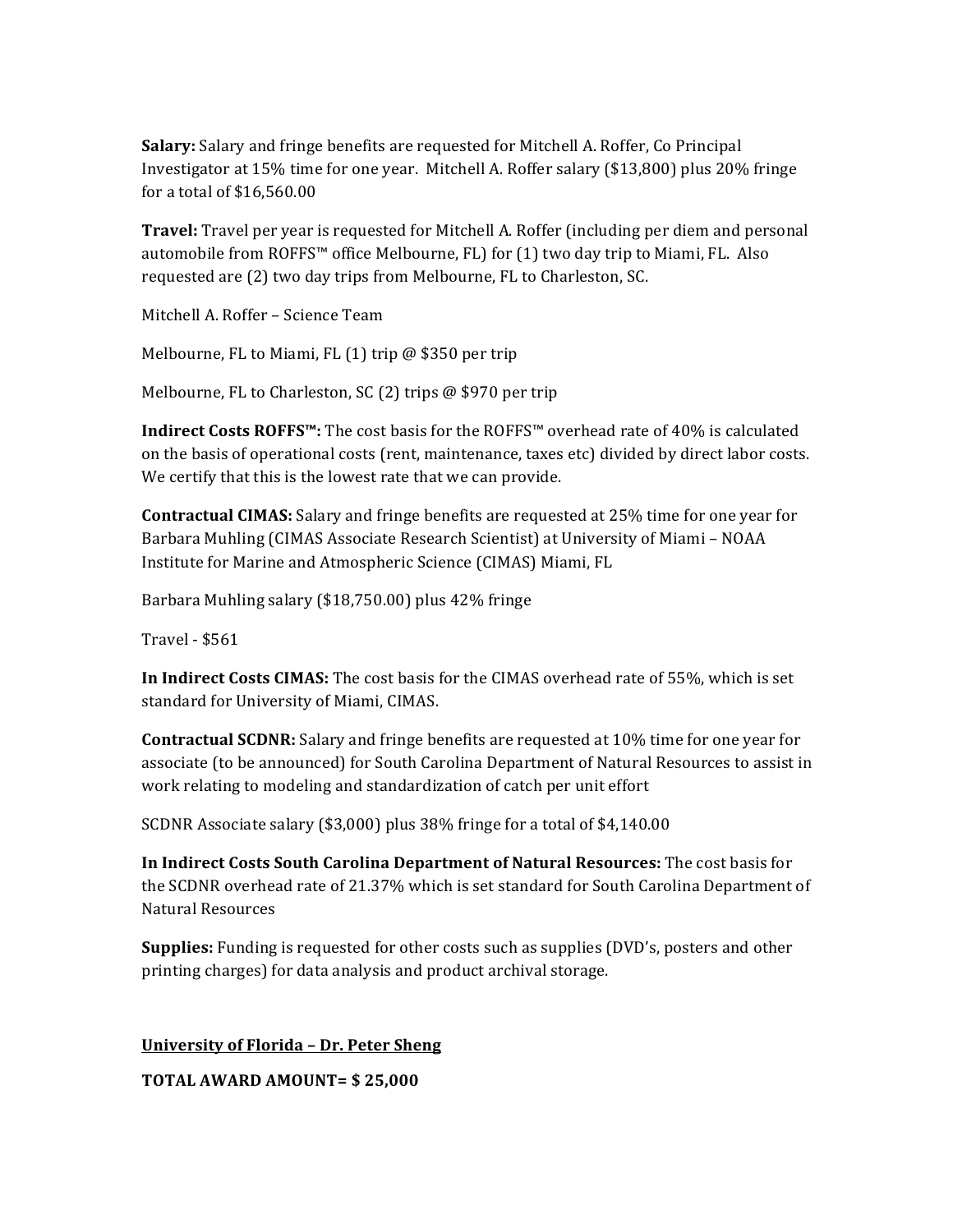**Salary:** Salary and fringe benefits are requested for Mitchell A. Roffer, Co Principal Investigator at 15% time for one year. Mitchell A. Roffer salary ($13,800) plus 20% fringe for a total of $16,560.00

**Travel:** Travel per year is requested for Mitchell A. Roffer (including per diem and personal automobile from ROFFS™ office Melbourne, FL) for (1) two day trip to Miami, FL. Also requested are (2) two day trips from Melbourne, FL to Charleston, SC.

Mitchell A. Roffer – Science Team

Melbourne, FL to Miami, FL (1) trip @ $350 per trip

Melbourne, FL to Charleston, SC (2) trips @ $970 per trip

**Indirect Costs ROFFS™:** The cost basis for the ROFFS™ overhead rate of 40% is calculated on the basis of operational costs (rent, maintenance, taxes etc) divided by direct labor costs. We certify that this is the lowest rate that we can provide.

**Contractual CIMAS:** Salary and fringe benefits are requested at 25% time for one year for Barbara Muhling (CIMAS Associate Research Scientist) at University of Miami – NOAA Institute for Marine and Atmospheric Science (CIMAS) Miami, FL

Barbara Muhling salary ($18,750.00) plus 42% fringe

Travel - $561

**In Indirect Costs CIMAS:** The cost basis for the CIMAS overhead rate of 55%, which is set standard for University of Miami, CIMAS.

**Contractual SCDNR:** Salary and fringe benefits are requested at 10% time for one year for associate (to be announced) for South Carolina Department of Natural Resources to assist in work relating to modeling and standardization of catch per unit effort

SCDNR Associate salary ($3,000) plus 38% fringe for a total of $4,140.00

**In Indirect Costs South Carolina Department of Natural Resources:** The cost basis for the SCDNR overhead rate of 21.37% which is set standard for South Carolina Department of Natural Resources

**Supplies:** Funding is requested for other costs such as supplies (DVD's, posters and other printing charges) for data analysis and product archival storage.

**<u>University of Florida – Dr. Peter Sheng</u>**

**TOTAL AWARD AMOUNT= $ 25,000**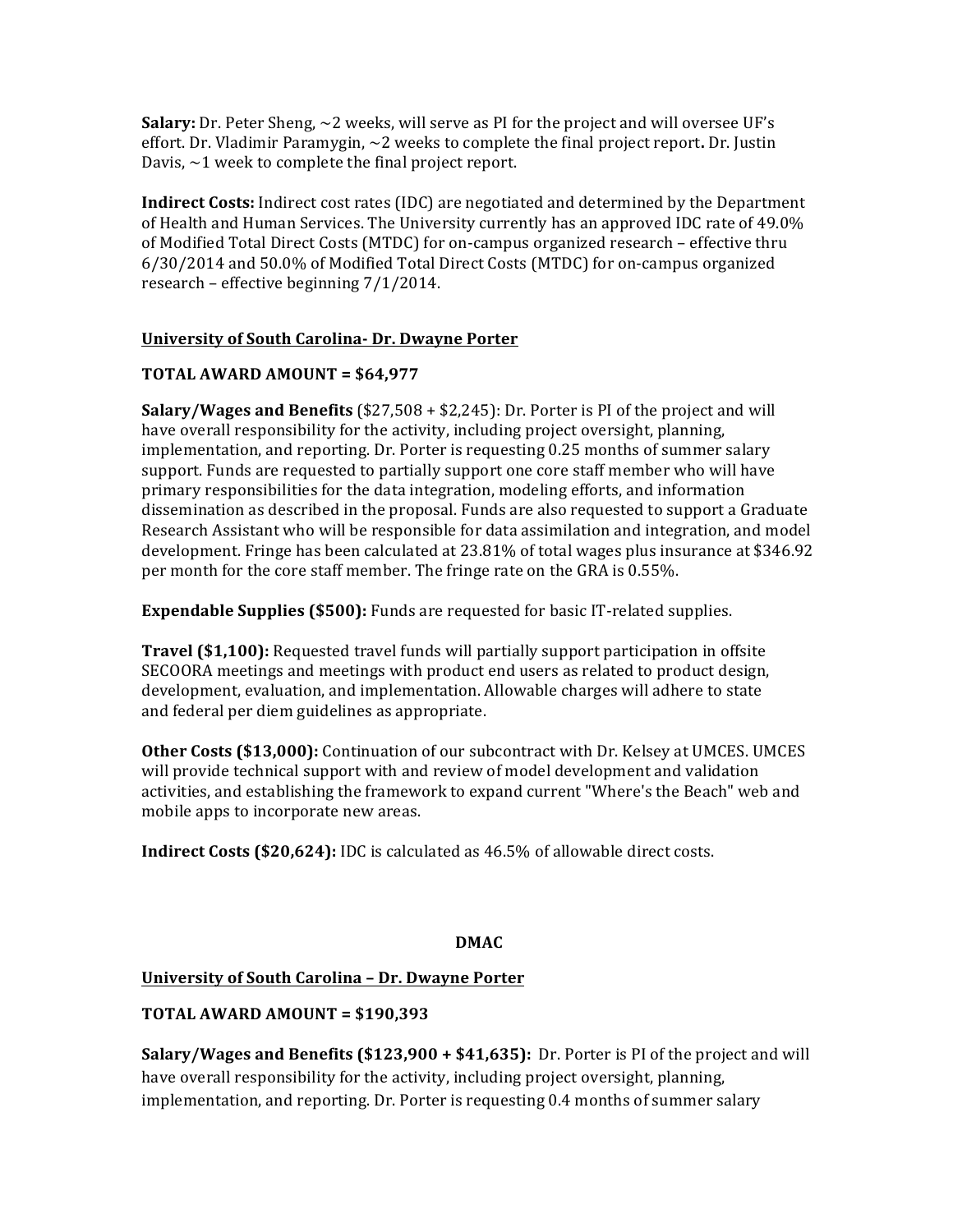**Salary:** Dr. Peter Sheng, ~2 weeks, will serve as PI for the project and will oversee UF's effort. Dr. Vladimir Paramygin, ~2 weeks to complete the final project report**.** Dr. Justin Davis, ~1 week to complete the final project report.

**Indirect Costs:** Indirect cost rates (IDC) are negotiated and determined by the Department of Health and Human Services. The University currently has an approved IDC rate of 49.0% of Modified Total Direct Costs (MTDC) for on-campus organized research – effective thru 6/30/2014 and 50.0% of Modified Total Direct Costs (MTDC) for on-campus organized research – effective beginning 7/1/2014.

<u>**University of South Carolina- Dr. Dwayne Porter**</u>

**TOTAL AWARD AMOUNT = $64,977**

**Salary/Wages and Benefits** ($27,508 + $2,245): Dr. Porter is PI of the project and will have overall responsibility for the activity, including project oversight, planning, implementation, and reporting. Dr. Porter is requesting 0.25 months of summer salary support. Funds are requested to partially support one core staff member who will have primary responsibilities for the data integration, modeling efforts, and information dissemination as described in the proposal. Funds are also requested to support a Graduate Research Assistant who will be responsible for data assimilation and integration, and model development. Fringe has been calculated at 23.81% of total wages plus insurance at $346.92 per month for the core staff member. The fringe rate on the GRA is 0.55%.

**Expendable Supplies ($500):** Funds are requested for basic IT-related supplies.

**Travel ($1,100):** Requested travel funds will partially support participation in offsite SECOORA meetings and meetings with product end users as related to product design, development, evaluation, and implementation. Allowable charges will adhere to state and federal per diem guidelines as appropriate.

**Other Costs ($13,000):** Continuation of our subcontract with Dr. Kelsey at UMCES. UMCES will provide technical support with and review of model development and validation activities, and establishing the framework to expand current "Where's the Beach" web and mobile apps to incorporate new areas.

**Indirect Costs ($20,624):** IDC is calculated as 46.5% of allowable direct costs.

**DMAC**

<u>**University of South Carolina – Dr. Dwayne Porter**</u>

**TOTAL AWARD AMOUNT = $190,393**

**Salary/Wages and Benefits ($123,900 + $41,635):** Dr. Porter is PI of the project and will have overall responsibility for the activity, including project oversight, planning, implementation, and reporting. Dr. Porter is requesting 0.4 months of summer salary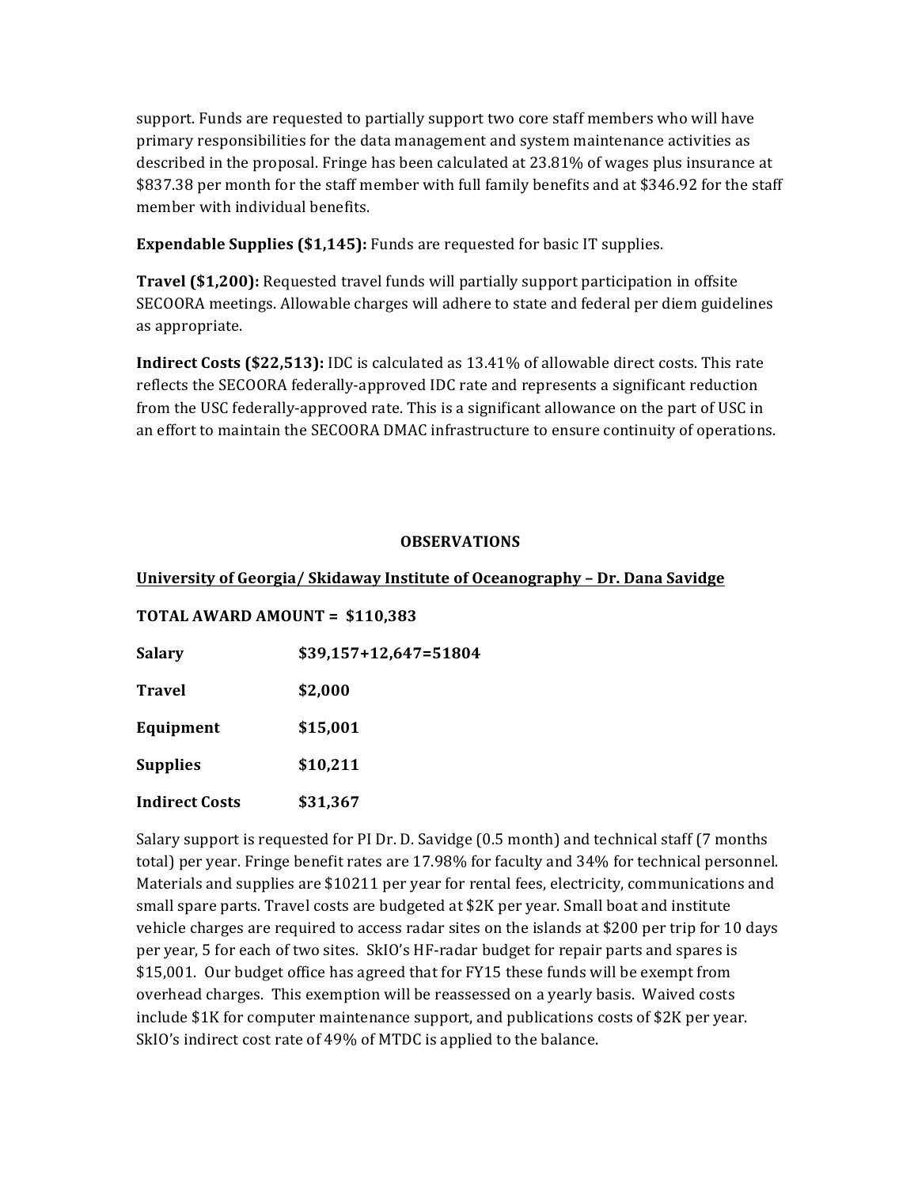support. Funds are requested to partially support two core staff members who will have primary responsibilities for the data management and system maintenance activities as described in the proposal. Fringe has been calculated at 23.81% of wages plus insurance at $837.38 per month for the staff member with full family benefits and at $346.92 for the staff member with individual benefits.

**Expendable Supplies ($1,145):** Funds are requested for basic IT supplies.

**Travel ($1,200):** Requested travel funds will partially support participation in offsite SECOORA meetings. Allowable charges will adhere to state and federal per diem guidelines as appropriate.

**Indirect Costs ($22,513):** IDC is calculated as 13.41% of allowable direct costs. This rate reflects the SECOORA federally-approved IDC rate and represents a significant reduction from the USC federally-approved rate. This is a significant allowance on the part of USC in an effort to maintain the SECOORA DMAC infrastructure to ensure continuity of operations.

## OBSERVATIONS

**University of Georgia/ Skidaway Institute of Oceanography – Dr. Dana Savidge**

**TOTAL AWARD AMOUNT = $110,383**

| | |
|---|---|
| **Salary** | **$39,157+12,647=51804** |
| **Travel** | **$2,000** |
| **Equipment** | **$15,001** |
| **Supplies** | **$10,211** |
| **Indirect Costs** | **$31,367** |

Salary support is requested for PI Dr. D. Savidge (0.5 month) and technical staff (7 months total) per year. Fringe benefit rates are 17.98% for faculty and 34% for technical personnel. Materials and supplies are $10211 per year for rental fees, electricity, communications and small spare parts. Travel costs are budgeted at $2K per year. Small boat and institute vehicle charges are required to access radar sites on the islands at $200 per trip for 10 days per year, 5 for each of two sites. SkIO's HF-radar budget for repair parts and spares is $15,001. Our budget office has agreed that for FY15 these funds will be exempt from overhead charges. This exemption will be reassessed on a yearly basis. Waived costs include $1K for computer maintenance support, and publications costs of $2K per year. SkIO's indirect cost rate of 49% of MTDC is applied to the balance.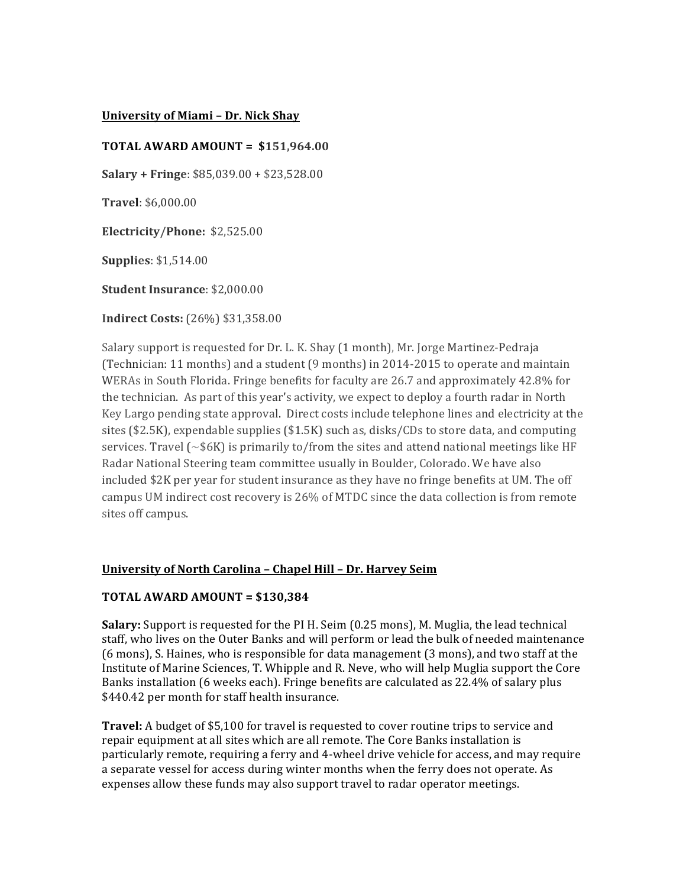**University of Miami – Dr. Nick Shay**

**TOTAL AWARD AMOUNT = $151,964.00**

**Salary + Fringe**: $85,039.00 + $23,528.00

**Travel**: $6,000.00

**Electricity/Phone:** $2,525.00

**Supplies**: $1,514.00

**Student Insurance**: $2,000.00

**Indirect Costs:** (26%) $31,358.00

Salary support is requested for Dr. L. K. Shay (1 month), Mr. Jorge Martinez-Pedraja (Technician: 11 months) and a student (9 months) in 2014-2015 to operate and maintain WERAs in South Florida. Fringe benefits for faculty are 26.7 and approximately 42.8% for the technician. As part of this year's activity, we expect to deploy a fourth radar in North Key Largo pending state approval. Direct costs include telephone lines and electricity at the sites ($2.5K), expendable supplies ($1.5K) such as, disks/CDs to store data, and computing services. Travel (~$6K) is primarily to/from the sites and attend national meetings like HF Radar National Steering team committee usually in Boulder, Colorado. We have also included $2K per year for student insurance as they have no fringe benefits at UM. The off campus UM indirect cost recovery is 26% of MTDC since the data collection is from remote sites off campus.

**University of North Carolina – Chapel Hill – Dr. Harvey Seim**

**TOTAL AWARD AMOUNT = $130,384**

**Salary:** Support is requested for the PI H. Seim (0.25 mons), M. Muglia, the lead technical staff, who lives on the Outer Banks and will perform or lead the bulk of needed maintenance (6 mons), S. Haines, who is responsible for data management (3 mons), and two staff at the Institute of Marine Sciences, T. Whipple and R. Neve, who will help Muglia support the Core Banks installation (6 weeks each). Fringe benefits are calculated as 22.4% of salary plus $440.42 per month for staff health insurance.

**Travel:** A budget of $5,100 for travel is requested to cover routine trips to service and repair equipment at all sites which are all remote. The Core Banks installation is particularly remote, requiring a ferry and 4-wheel drive vehicle for access, and may require a separate vessel for access during winter months when the ferry does not operate. As expenses allow these funds may also support travel to radar operator meetings.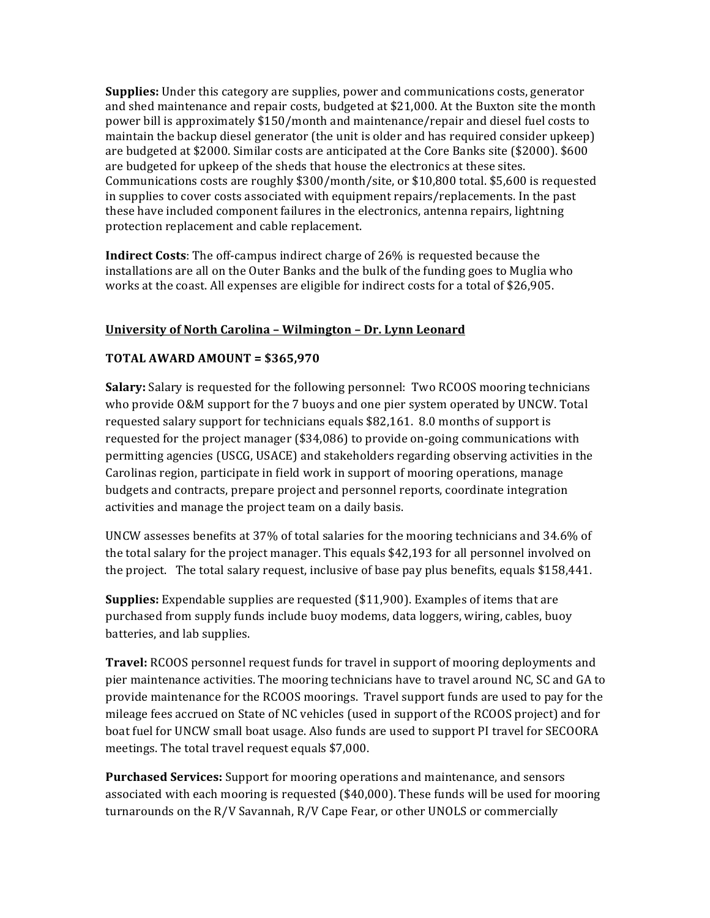**Supplies:** Under this category are supplies, power and communications costs, generator and shed maintenance and repair costs, budgeted at $21,000. At the Buxton site the month power bill is approximately $150/month and maintenance/repair and diesel fuel costs to maintain the backup diesel generator (the unit is older and has required consider upkeep) are budgeted at $2000. Similar costs are anticipated at the Core Banks site ($2000). $600 are budgeted for upkeep of the sheds that house the electronics at these sites. Communications costs are roughly $300/month/site, or $10,800 total. $5,600 is requested in supplies to cover costs associated with equipment repairs/replacements. In the past these have included component failures in the electronics, antenna repairs, lightning protection replacement and cable replacement.

**Indirect Costs**: The off-campus indirect charge of 26% is requested because the installations are all on the Outer Banks and the bulk of the funding goes to Muglia who works at the coast. All expenses are eligible for indirect costs for a total of $26,905.

**University of North Carolina – Wilmington – Dr. Lynn Leonard**

**TOTAL AWARD AMOUNT = $365,970**

**Salary:** Salary is requested for the following personnel: Two RCOOS mooring technicians who provide O&M support for the 7 buoys and one pier system operated by UNCW. Total requested salary support for technicians equals $82,161. 8.0 months of support is requested for the project manager ($34,086) to provide on-going communications with permitting agencies (USCG, USACE) and stakeholders regarding observing activities in the Carolinas region, participate in field work in support of mooring operations, manage budgets and contracts, prepare project and personnel reports, coordinate integration activities and manage the project team on a daily basis.

UNCW assesses benefits at 37% of total salaries for the mooring technicians and 34.6% of the total salary for the project manager. This equals $42,193 for all personnel involved on the project. The total salary request, inclusive of base pay plus benefits, equals $158,441.

**Supplies:** Expendable supplies are requested ($11,900). Examples of items that are purchased from supply funds include buoy modems, data loggers, wiring, cables, buoy batteries, and lab supplies.

**Travel:** RCOOS personnel request funds for travel in support of mooring deployments and pier maintenance activities. The mooring technicians have to travel around NC, SC and GA to provide maintenance for the RCOOS moorings. Travel support funds are used to pay for the mileage fees accrued on State of NC vehicles (used in support of the RCOOS project) and for boat fuel for UNCW small boat usage. Also funds are used to support PI travel for SECOORA meetings. The total travel request equals $7,000.

**Purchased Services:** Support for mooring operations and maintenance, and sensors associated with each mooring is requested ($40,000). These funds will be used for mooring turnarounds on the R/V Savannah, R/V Cape Fear, or other UNOLS or commercially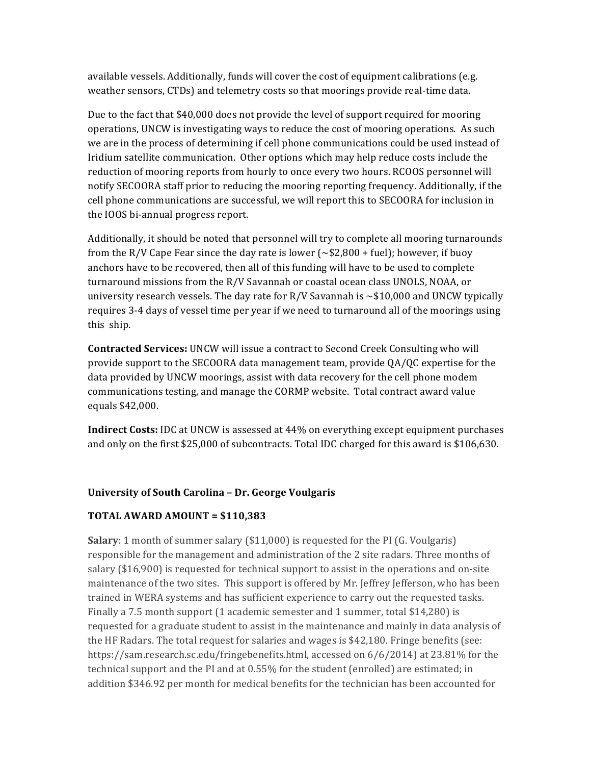available vessels. Additionally, funds will cover the cost of equipment calibrations (e.g. weather sensors, CTDs) and telemetry costs so that moorings provide real-time data.

Due to the fact that $40,000 does not provide the level of support required for mooring operations, UNCW is investigating ways to reduce the cost of mooring operations. As such we are in the process of determining if cell phone communications could be used instead of Iridium satellite communication. Other options which may help reduce costs include the reduction of mooring reports from hourly to once every two hours. RCOOS personnel will notify SECOORA staff prior to reducing the mooring reporting frequency. Additionally, if the cell phone communications are successful, we will report this to SECOORA for inclusion in the IOOS bi-annual progress report.

Additionally, it should be noted that personnel will try to complete all mooring turnarounds from the R/V Cape Fear since the day rate is lower (~$2,800 + fuel); however, if buoy anchors have to be recovered, then all of this funding will have to be used to complete turnaround missions from the R/V Savannah or coastal ocean class UNOLS, NOAA, or university research vessels. The day rate for R/V Savannah is ~$10,000 and UNCW typically requires 3-4 days of vessel time per year if we need to turnaround all of the moorings using this ship.

**Contracted Services:** UNCW will issue a contract to Second Creek Consulting who will provide support to the SECOORA data management team, provide QA/QC expertise for the data provided by UNCW moorings, assist with data recovery for the cell phone modem communications testing, and manage the CORMP website. Total contract award value equals $42,000.

**Indirect Costs:** IDC at UNCW is assessed at 44% on everything except equipment purchases and only on the first $25,000 of subcontracts. Total IDC charged for this award is $106,630.

## University of South Carolina – Dr. George Voulgaris

### TOTAL AWARD AMOUNT = $110,383

**Salary**: 1 month of summer salary ($11,000) is requested for the PI (G. Voulgaris) responsible for the management and administration of the 2 site radars. Three months of salary ($16,900) is requested for technical support to assist in the operations and on-site maintenance of the two sites. This support is offered by Mr. Jeffrey Jefferson, who has been trained in WERA systems and has sufficient experience to carry out the requested tasks. Finally a 7.5 month support (1 academic semester and 1 summer, total $14,280) is requested for a graduate student to assist in the maintenance and mainly in data analysis of the HF Radars. The total request for salaries and wages is $42,180. Fringe benefits (see: https://sam.research.sc.edu/fringebenefits.html, accessed on 6/6/2014) at 23.81% for the technical support and the PI and at 0.55% for the student (enrolled) are estimated; in addition $346.92 per month for medical benefits for the technician has been accounted for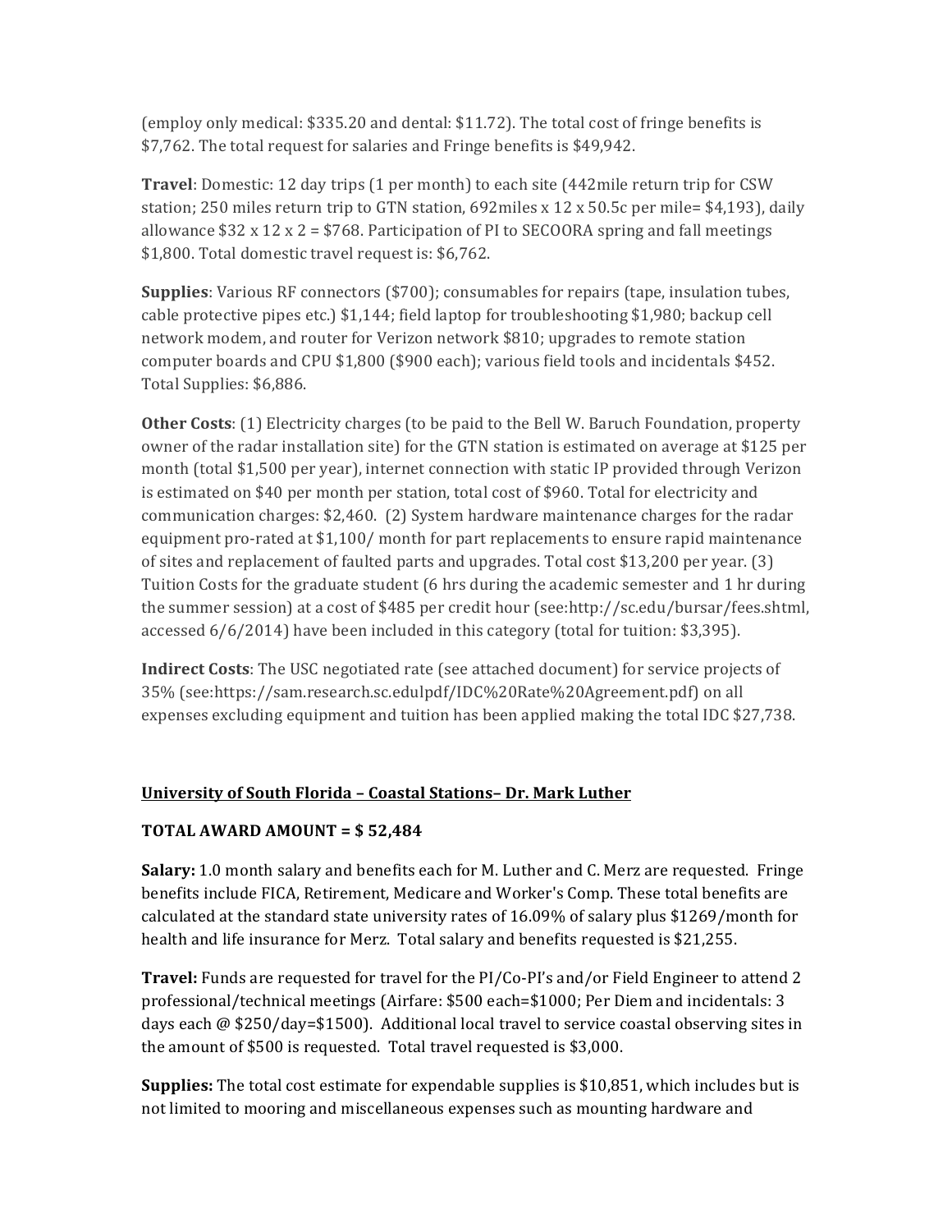(employ only medical: $335.20 and dental: $11.72). The total cost of fringe benefits is $7,762. The total request for salaries and Fringe benefits is $49,942.

**Travel**: Domestic: 12 day trips (1 per month) to each site (442mile return trip for CSW station; 250 miles return trip to GTN station, 692miles x 12 x 50.5c per mile= $4,193), daily allowance $32 x 12 x 2 = $768. Participation of PI to SECOORA spring and fall meetings $1,800. Total domestic travel request is: $6,762.

**Supplies**: Various RF connectors ($700); consumables for repairs (tape, insulation tubes, cable protective pipes etc.) $1,144; field laptop for troubleshooting $1,980; backup cell network modem, and router for Verizon network $810; upgrades to remote station computer boards and CPU $1,800 ($900 each); various field tools and incidentals $452. Total Supplies: $6,886.

**Other Costs**: (1) Electricity charges (to be paid to the Bell W. Baruch Foundation, property owner of the radar installation site) for the GTN station is estimated on average at $125 per month (total $1,500 per year), internet connection with static IP provided through Verizon is estimated on $40 per month per station, total cost of $960. Total for electricity and communication charges: $2,460. (2) System hardware maintenance charges for the radar equipment pro-rated at $1,100/ month for part replacements to ensure rapid maintenance of sites and replacement of faulted parts and upgrades. Total cost $13,200 per year. (3) Tuition Costs for the graduate student (6 hrs during the academic semester and 1 hr during the summer session) at a cost of $485 per credit hour (see:http://sc.edu/bursar/fees.shtml, accessed 6/6/2014) have been included in this category (total for tuition: $3,395).

**Indirect Costs**: The USC negotiated rate (see attached document) for service projects of 35% (see:https://sam.research.sc.edulpdf/IDC%20Rate%20Agreement.pdf) on all expenses excluding equipment and tuition has been applied making the total IDC $27,738.

**University of South Florida – Coastal Stations– Dr. Mark Luther**

**TOTAL AWARD AMOUNT = $ 52,484**

**Salary:** 1.0 month salary and benefits each for M. Luther and C. Merz are requested. Fringe benefits include FICA, Retirement, Medicare and Worker's Comp. These total benefits are calculated at the standard state university rates of 16.09% of salary plus $1269/month for health and life insurance for Merz. Total salary and benefits requested is $21,255.

**Travel:** Funds are requested for travel for the PI/Co-PI's and/or Field Engineer to attend 2 professional/technical meetings (Airfare: $500 each=$1000; Per Diem and incidentals: 3 days each @ $250/day=$1500). Additional local travel to service coastal observing sites in the amount of $500 is requested. Total travel requested is $3,000.

**Supplies:** The total cost estimate for expendable supplies is $10,851, which includes but is not limited to mooring and miscellaneous expenses such as mounting hardware and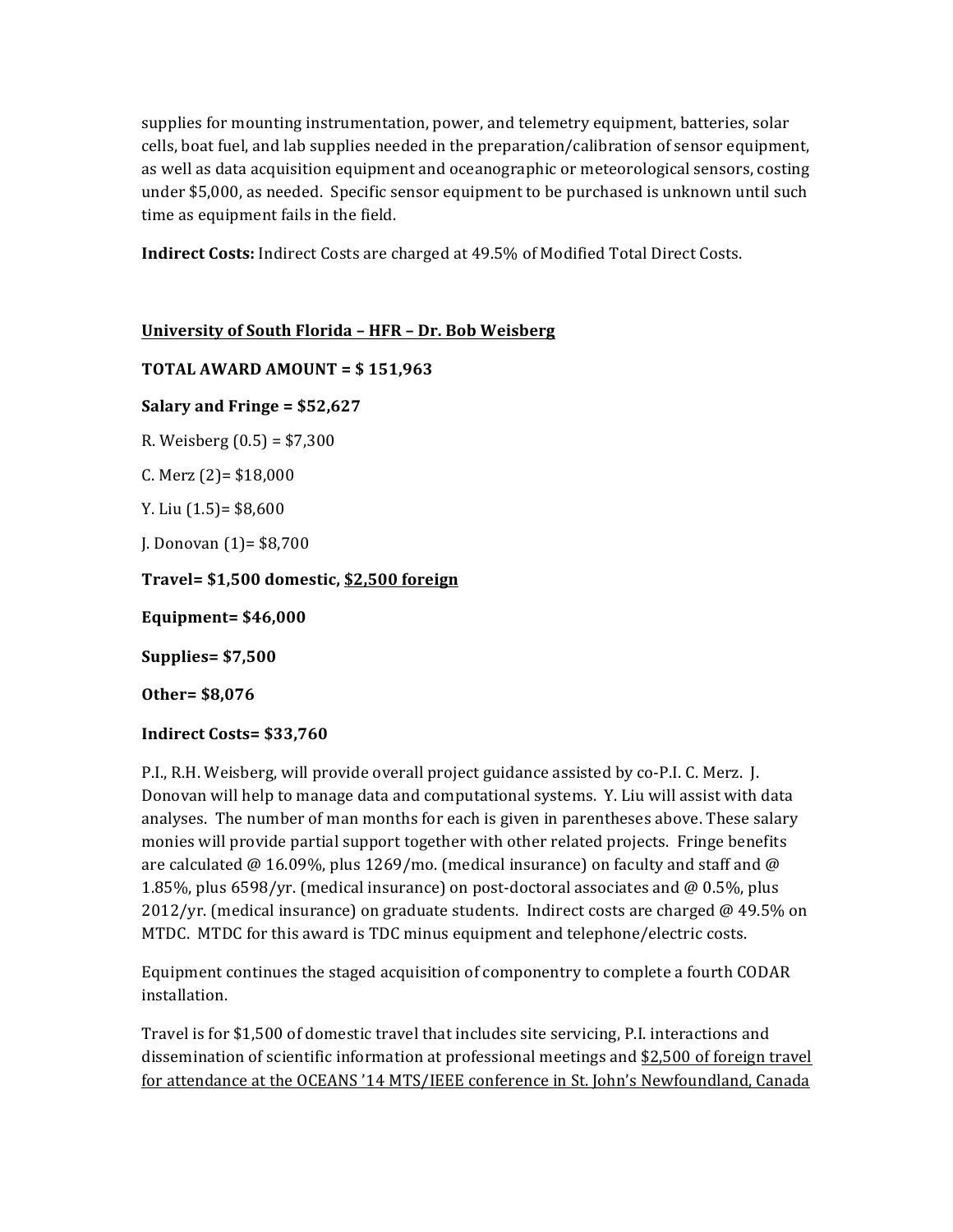supplies for mounting instrumentation, power, and telemetry equipment, batteries, solar cells, boat fuel, and lab supplies needed in the preparation/calibration of sensor equipment, as well as data acquisition equipment and oceanographic or meteorological sensors, costing under $5,000, as needed. Specific sensor equipment to be purchased is unknown until such time as equipment fails in the field.

**Indirect Costs:** Indirect Costs are charged at 49.5% of Modified Total Direct Costs.

**University of South Florida – HFR – Dr. Bob Weisberg**

**TOTAL AWARD AMOUNT = $ 151,963**

**Salary and Fringe = $52,627**

R. Weisberg (0.5) = $7,300

C. Merz (2)= $18,000

Y. Liu (1.5)= $8,600

J. Donovan (1)= $8,700

**Travel= $1,500 domestic, $2,500 foreign**

**Equipment= $46,000**

**Supplies= $7,500**

**Other= $8,076**

**Indirect Costs= $33,760**

P.I., R.H. Weisberg, will provide overall project guidance assisted by co-P.I. C. Merz. J. Donovan will help to manage data and computational systems. Y. Liu will assist with data analyses. The number of man months for each is given in parentheses above. These salary monies will provide partial support together with other related projects. Fringe benefits are calculated @ 16.09%, plus 1269/mo. (medical insurance) on faculty and staff and @ 1.85%, plus 6598/yr. (medical insurance) on post-doctoral associates and @ 0.5%, plus 2012/yr. (medical insurance) on graduate students. Indirect costs are charged @ 49.5% on MTDC. MTDC for this award is TDC minus equipment and telephone/electric costs.

Equipment continues the staged acquisition of componentry to complete a fourth CODAR installation.

Travel is for $1,500 of domestic travel that includes site servicing, P.I. interactions and dissemination of scientific information at professional meetings and $2,500 of foreign travel for attendance at the OCEANS '14 MTS/IEEE conference in St. John's Newfoundland, Canada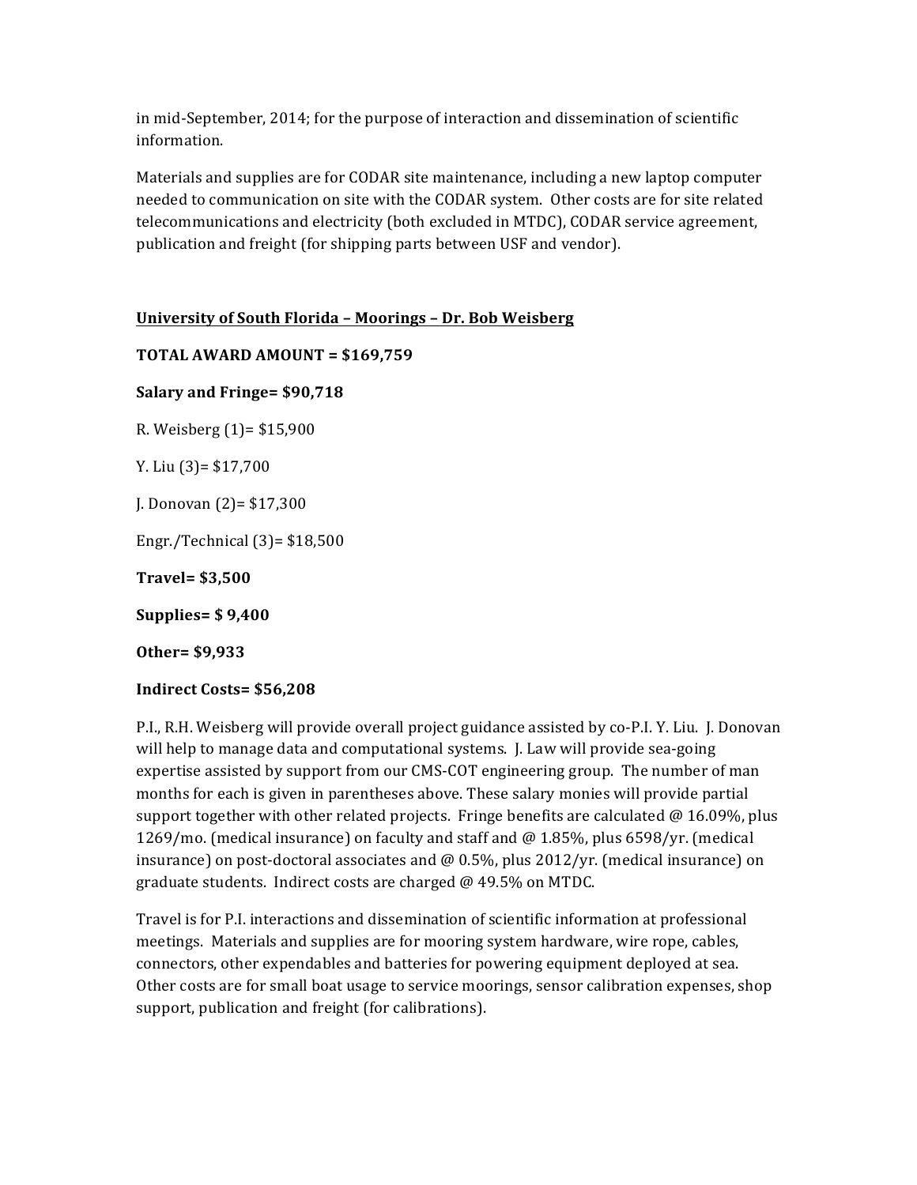in mid-September, 2014; for the purpose of interaction and dissemination of scientific information.

Materials and supplies are for CODAR site maintenance, including a new laptop computer needed to communication on site with the CODAR system. Other costs are for site related telecommunications and electricity (both excluded in MTDC), CODAR service agreement, publication and freight (for shipping parts between USF and vendor).

**<u>University of South Florida – Moorings – Dr. Bob Weisberg</u>**

**TOTAL AWARD AMOUNT = $169,759**

**Salary and Fringe= $90,718**

R. Weisberg (1)= $15,900

Y. Liu (3)= $17,700

J. Donovan (2)= $17,300

Engr./Technical (3)= $18,500

**Travel= $3,500**

**Supplies= $ 9,400**

**Other= $9,933**

**Indirect Costs= $56,208**

P.I., R.H. Weisberg will provide overall project guidance assisted by co-P.I. Y. Liu. J. Donovan will help to manage data and computational systems. J. Law will provide sea-going expertise assisted by support from our CMS-COT engineering group. The number of man months for each is given in parentheses above. These salary monies will provide partial support together with other related projects. Fringe benefits are calculated @ 16.09%, plus 1269/mo. (medical insurance) on faculty and staff and @ 1.85%, plus 6598/yr. (medical insurance) on post-doctoral associates and @ 0.5%, plus 2012/yr. (medical insurance) on graduate students. Indirect costs are charged @ 49.5% on MTDC.

Travel is for P.I. interactions and dissemination of scientific information at professional meetings. Materials and supplies are for mooring system hardware, wire rope, cables, connectors, other expendables and batteries for powering equipment deployed at sea. Other costs are for small boat usage to service moorings, sensor calibration expenses, shop support, publication and freight (for calibrations).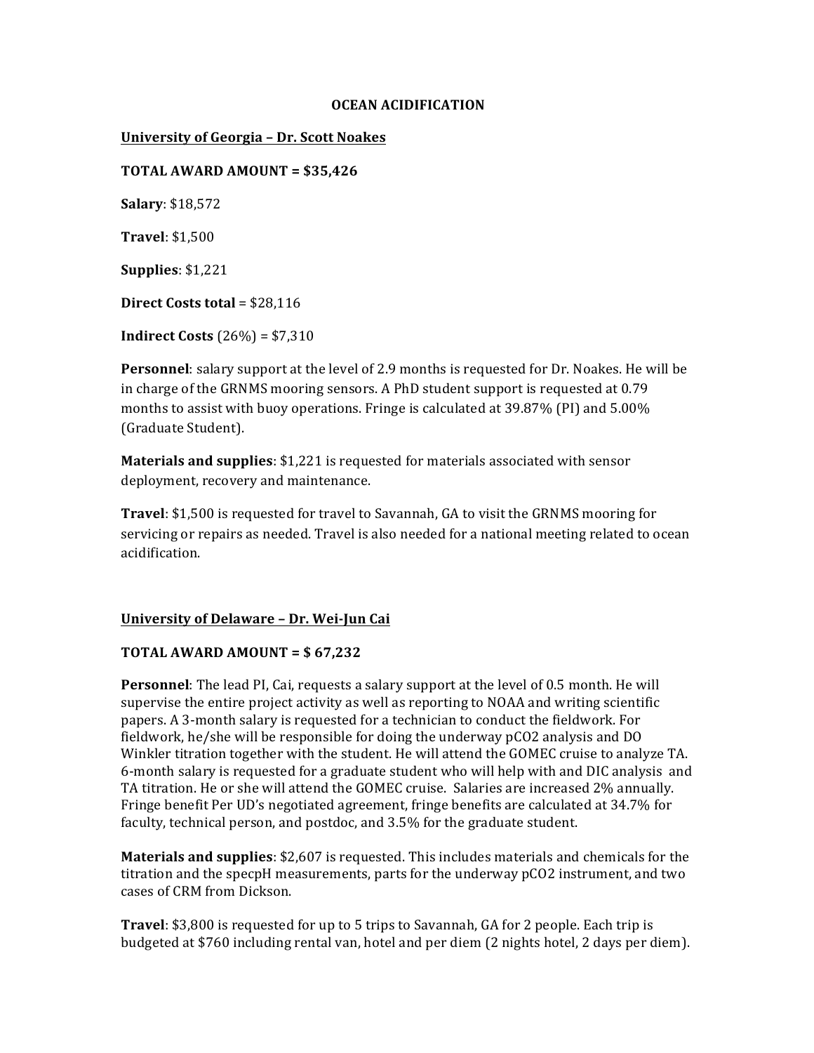# OCEAN ACIDIFICATION

## University of Georgia – Dr. Scott Noakes

**TOTAL AWARD AMOUNT = $35,426**

**Salary**: $18,572

**Travel**: $1,500

**Supplies**: $1,221

**Direct Costs total** = $28,116

**Indirect Costs** (26%) = $7,310

**Personnel**: salary support at the level of 2.9 months is requested for Dr. Noakes. He will be in charge of the GRNMS mooring sensors. A PhD student support is requested at 0.79 months to assist with buoy operations. Fringe is calculated at 39.87% (PI) and 5.00% (Graduate Student).

**Materials and supplies**: $1,221 is requested for materials associated with sensor deployment, recovery and maintenance.

**Travel**: $1,500 is requested for travel to Savannah, GA to visit the GRNMS mooring for servicing or repairs as needed. Travel is also needed for a national meeting related to ocean acidification.

## University of Delaware – Dr. Wei-Jun Cai

**TOTAL AWARD AMOUNT = $ 67,232**

**Personnel**: The lead PI, Cai, requests a salary support at the level of 0.5 month. He will supervise the entire project activity as well as reporting to NOAA and writing scientific papers. A 3-month salary is requested for a technician to conduct the fieldwork. For fieldwork, he/she will be responsible for doing the underway $pCO_2$ analysis and DO Winkler titration together with the student. He will attend the GOMEC cruise to analyze TA. 6-month salary is requested for a graduate student who will help with and DIC analysis and TA titration. He or she will attend the GOMEC cruise. Salaries are increased 2% annually. Fringe benefit Per UD's negotiated agreement, fringe benefits are calculated at 34.7% for faculty, technical person, and postdoc, and 3.5% for the graduate student.

**Materials and supplies**: $2,607 is requested. This includes materials and chemicals for the titration and the specpH measurements, parts for the underway $pCO_2$ instrument, and two cases of CRM from Dickson.

**Travel**: $3,800 is requested for up to 5 trips to Savannah, GA for 2 people. Each trip is budgeted at $760 including rental van, hotel and per diem (2 nights hotel, 2 days per diem).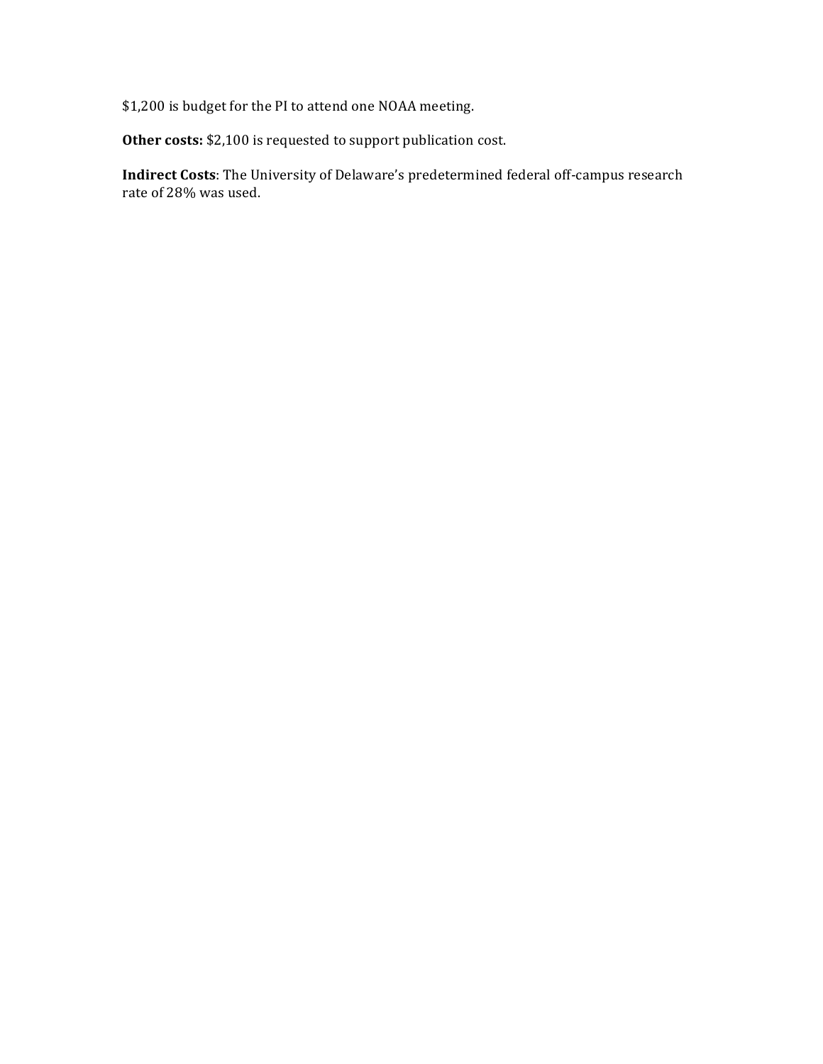$1,200 is budget for the PI to attend one NOAA meeting.

**Other costs:** $2,100 is requested to support publication cost.

**Indirect Costs**: The University of Delaware's predetermined federal off-campus research rate of 28% was used.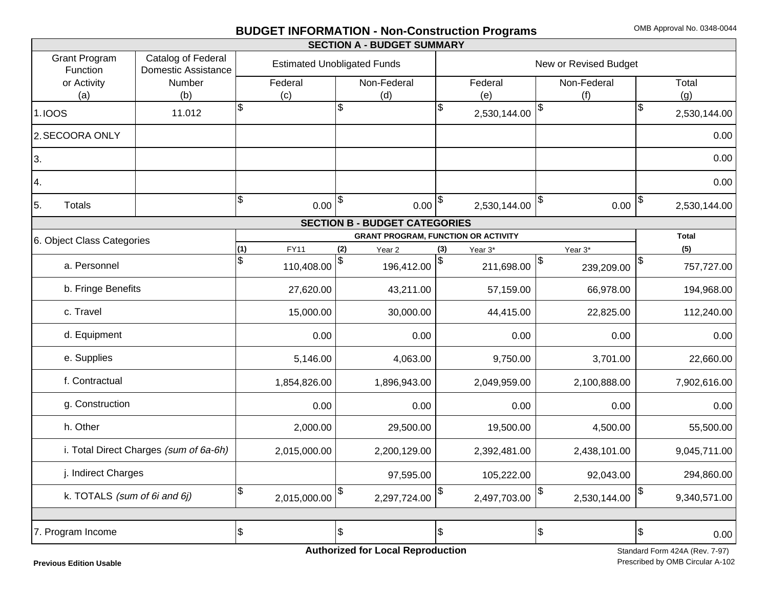# BUDGET INFORMATION - Non-Construction Programs

OMB Approval No. 0348-0044

## SECTION A - BUDGET SUMMARY

| Grant Program Function or Activity (a) | Catalog of Federal Domestic Assistance Number (b) | Estimated Unobligated Funds | | New or Revised Budget | | |
|---|---|---|---|---|---|---|
| | | Federal (c) | Non-Federal (d) | Federal (e) | Non-Federal (f) | Total (g) |
| 1. IOOS | 11.012 | $ | $ | $ 2,530,144.00 | $ | $ 2,530,144.00 |
| 2. SECOORA ONLY | | | | | | 0.00 |
| 3. | | | | | | 0.00 |
| 4. | | | | | | 0.00 |
| 5. Totals | | $ 0.00 | $ 0.00 | $ 2,530,144.00 | $ 0.00 | $ 2,530,144.00 |

## SECTION B - BUDGET CATEGORIES

| 6. Object Class Categories | GRANT PROGRAM, FUNCTION OR ACTIVITY | | | | Total |
|---|---|---|---|---|---|
| | (1) FY11 | (2) Year 2 | (3) Year 3* | Year 3* | (5) |
| a. Personnel | $ 110,408.00 | $ 196,412.00 | $ 211,698.00 | $ 239,209.00 | $ 757,727.00 |
| b. Fringe Benefits | 27,620.00 | 43,211.00 | 57,159.00 | 66,978.00 | 194,968.00 |
| c. Travel | 15,000.00 | 30,000.00 | 44,415.00 | 22,825.00 | 112,240.00 |
| d. Equipment | 0.00 | 0.00 | 0.00 | 0.00 | 0.00 |
| e. Supplies | 5,146.00 | 4,063.00 | 9,750.00 | 3,701.00 | 22,660.00 |
| f. Contractual | 1,854,826.00 | 1,896,943.00 | 2,049,959.00 | 2,100,888.00 | 7,902,616.00 |
| g. Construction | 0.00 | 0.00 | 0.00 | 0.00 | 0.00 |
| h. Other | 2,000.00 | 29,500.00 | 19,500.00 | 4,500.00 | 55,500.00 |
| i. Total Direct Charges *(sum of 6a-6h)* | 2,015,000.00 | 2,200,129.00 | 2,392,481.00 | 2,438,101.00 | 9,045,711.00 |
| j. Indirect Charges | | 97,595.00 | 105,222.00 | 92,043.00 | 294,860.00 |
| k. TOTALS *(sum of 6i and 6j)* | $ 2,015,000.00 | $ 2,297,724.00 | $ 2,497,703.00 | $ 2,530,144.00 | $ 9,340,571.00 |
| | | | | | |
| 7. Program Income | $ | $ | $ | $ | $ 0.00 |

**Authorized for Local Reproduction**

**Previous Edition Usable**

Standard Form 424A (Rev. 7-97)
Prescribed by OMB Circular A-102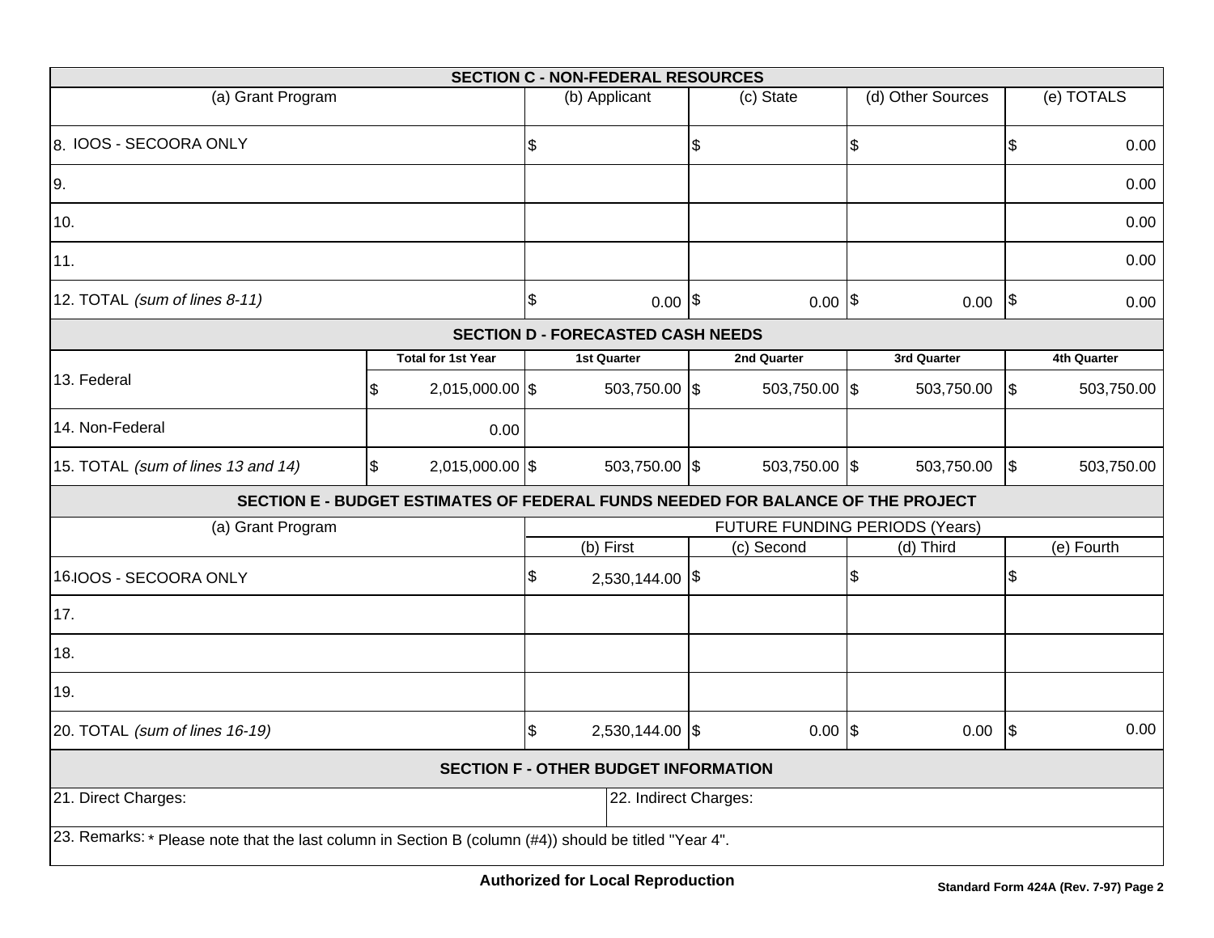| SECTION C - NON-FEDERAL RESOURCES | | | | |
|---|---|---|---|---|
| (a) Grant Program | (b) Applicant | (c) State | (d) Other Sources | (e) TOTALS |
| 8. IOOS - SECOORA ONLY | $ | $ | $ | $ 0.00 |
| 9. | | | | 0.00 |
| 10. | | | | 0.00 |
| 11. | | | | 0.00 |
| 12. TOTAL *(sum of lines 8-11)* | $ 0.00 | $ 0.00 | $ 0.00 | $ 0.00 |

| SECTION D - FORECASTED CASH NEEDS | | | | | |
|---|---|---|---|---|---|
| | **Total for 1st Year** | **1st Quarter** | **2nd Quarter** | **3rd Quarter** | **4th Quarter** |
| 13. Federal | $ 2,015,000.00 | $ 503,750.00 | $ 503,750.00 | $ 503,750.00 | $ 503,750.00 |
| 14. Non-Federal | 0.00 | | | | |
| 15. TOTAL *(sum of lines 13 and 14)* | $ 2,015,000.00 | $ 503,750.00 | $ 503,750.00 | $ 503,750.00 | $ 503,750.00 |

| SECTION E - BUDGET ESTIMATES OF FEDERAL FUNDS NEEDED FOR BALANCE OF THE PROJECT | | | | |
|---|---|---|---|---|
| (a) Grant Program | FUTURE FUNDING PERIODS (Years) | | | |
| | (b) First | (c) Second | (d) Third | (e) Fourth |
| 16. IOOS - SECOORA ONLY | $ 2,530,144.00 | $ | $ | $ |
| 17. | | | | |
| 18. | | | | |
| 19. | | | | |
| 20. TOTAL *(sum of lines 16-19)* | $ 2,530,144.00 | $ 0.00 | $ 0.00 | $ 0.00 |

| SECTION F - OTHER BUDGET INFORMATION | |
|---|---|
| 21. Direct Charges: | 22. Indirect Charges: |
| 23. Remarks: * Please note that the last column in Section B (column (#4)) should be titled "Year 4". | |

**Authorized for Local Reproduction**

**Standard Form 424A (Rev. 7-97) Page 2**